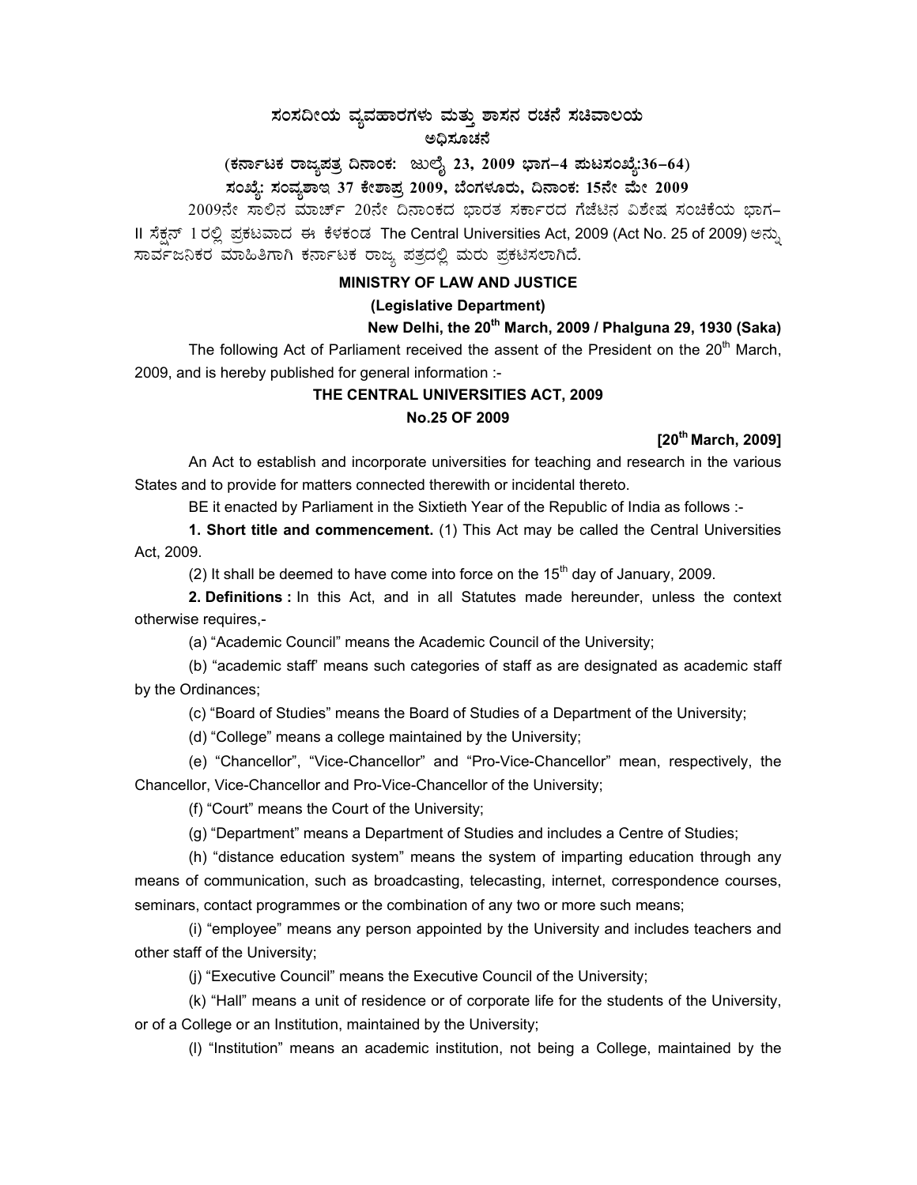# ಸಂಸದೀಯ ವ್ಯವಹಾರಗಳು ಮತ್ತು ಶಾಸನ ರಚನೆ ಸಚಿವಾಲಯ

## ಅಧಿಸೂಚನೆ

**(ಕರ್ನಾಟಕ ರಾಜ್ಯಪತ್ರ ದಿನಾಂಕ: ಜುಲೈ 23, 2009 ಭಾಗ–4 ಪುಟಸಂಖ್ಯೆ:36–64)**

**ಸಂಖ್ಯೆ: ಸಂವ್ಯಶಾಇ 37 ಕೇಶಾಪ್ರ 2009, ಬೆಂಗಳೂರು, ದಿನಾಂಕ: 15ನೇ ಮೇ 2009**

2009ನೇ ಸಾಲಿನ ಮಾರ್ಚ್ 20ನೇ ದಿನಾಂಕದ ಭಾರತ ಸರ್ಕಾರದ ಗೆಜೆಟಿನ ವಿಶೇಷ ಸಂಚಿಕೆಯ ಭಾಗ–II ಸೆಕ್ಷನ್ 1ರಲ್ಲಿ ಪ್ರಕಟವಾದ ಈ ಕೆಳಕಂಡ The Central Universities Act, 2009 (Act No. 25 of 2009) ಅನ್ನು ಸಾರ್ವಜನಿಕರ ಮಾಹಿತಿಗಾಗಿ ಕರ್ನಾಟಕ ರಾಜ್ಯ ಪತ್ರದಲ್ಲಿ ಮರು ಪ್ರಕಟಿಸಲಾಗಿದೆ.

**MINISTRY OF LAW AND JUSTICE**

**(Legislative Department)**

**New Delhi, the 20th March, 2009 / Phalguna 29, 1930 (Saka)**

The following Act of Parliament received the assent of the President on the 20th March, 2009, and is hereby published for general information :-

## THE CENTRAL UNIVERSITIES ACT, 2009

**No.25 OF 2009**

**[20th March, 2009]**

An Act to establish and incorporate universities for teaching and research in the various States and to provide for matters connected therewith or incidental thereto.

BE it enacted by Parliament in the Sixtieth Year of the Republic of India as follows :-

**1. Short title and commencement.** (1) This Act may be called the Central Universities Act, 2009.

(2) It shall be deemed to have come into force on the 15th day of January, 2009.

**2. Definitions :** In this Act, and in all Statutes made hereunder, unless the context otherwise requires,-

(a) "Academic Council" means the Academic Council of the University;

(b) "academic staff' means such categories of staff as are designated as academic staff by the Ordinances;

(c) "Board of Studies" means the Board of Studies of a Department of the University;

(d) "College" means a college maintained by the University;

(e) "Chancellor", "Vice-Chancellor" and "Pro-Vice-Chancellor" mean, respectively, the Chancellor, Vice-Chancellor and Pro-Vice-Chancellor of the University;

(f) "Court" means the Court of the University;

(g) "Department" means a Department of Studies and includes a Centre of Studies;

(h) "distance education system" means the system of imparting education through any means of communication, such as broadcasting, telecasting, internet, correspondence courses, seminars, contact programmes or the combination of any two or more such means;

(i) "employee" means any person appointed by the University and includes teachers and other staff of the University;

(j) "Executive Council" means the Executive Council of the University;

(k) "Hall" means a unit of residence or of corporate life for the students of the University, or of a College or an Institution, maintained by the University;

(l) "Institution" means an academic institution, not being a College, maintained by the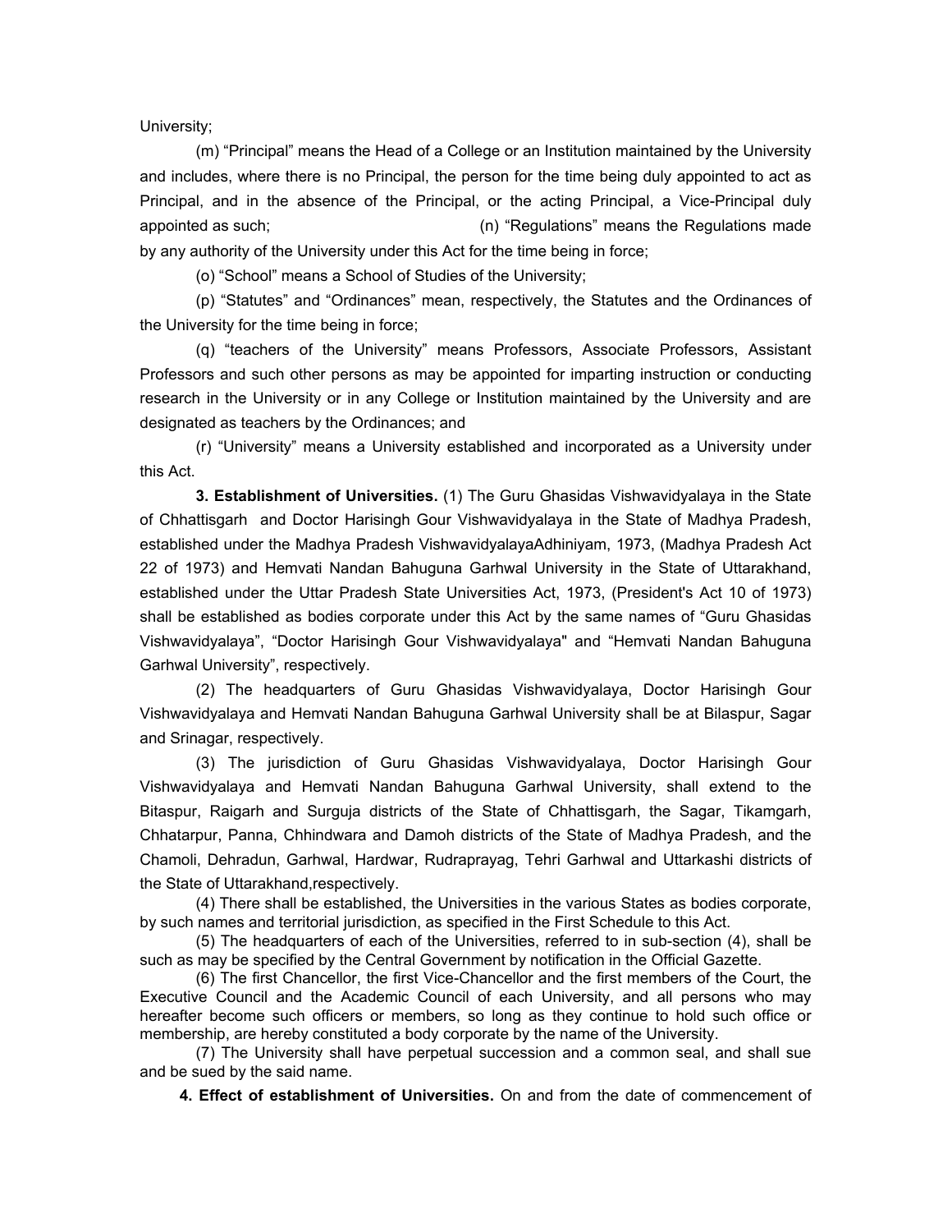University;

(m) "Principal" means the Head of a College or an Institution maintained by the University and includes, where there is no Principal, the person for the time being duly appointed to act as Principal, and in the absence of the Principal, or the acting Principal, a Vice-Principal duly appointed as such;

(n) "Regulations" means the Regulations made by any authority of the University under this Act for the time being in force;

(o) "School" means a School of Studies of the University;

(p) "Statutes" and "Ordinances" mean, respectively, the Statutes and the Ordinances of the University for the time being in force;

(q) "teachers of the University" means Professors, Associate Professors, Assistant Professors and such other persons as may be appointed for imparting instruction or conducting research in the University or in any College or Institution maintained by the University and are designated as teachers by the Ordinances; and

(r) "University" means a University established and incorporated as a University under this Act.

**3. Establishment of Universities.** (1) The Guru Ghasidas Vishwavidyalaya in the State of Chhattisgarh and Doctor Harisingh Gour Vishwavidyalaya in the State of Madhya Pradesh, established under the Madhya Pradesh VishwavidyalayaAdhiniyam, 1973, (Madhya Pradesh Act 22 of 1973) and Hemvati Nandan Bahuguna Garhwal University in the State of Uttarakhand, established under the Uttar Pradesh State Universities Act, 1973, (President's Act 10 of 1973) shall be established as bodies corporate under this Act by the same names of "Guru Ghasidas Vishwavidyalaya", "Doctor Harisingh Gour Vishwavidyalaya" and "Hemvati Nandan Bahuguna Garhwal University", respectively.

(2) The headquarters of Guru Ghasidas Vishwavidyalaya, Doctor Harisingh Gour Vishwavidyalaya and Hemvati Nandan Bahuguna Garhwal University shall be at Bilaspur, Sagar and Srinagar, respectively.

(3) The jurisdiction of Guru Ghasidas Vishwavidyalaya, Doctor Harisingh Gour Vishwavidyalaya and Hemvati Nandan Bahuguna Garhwal University, shall extend to the Bitaspur, Raigarh and Surguja districts of the State of Chhattisgarh, the Sagar, Tikamgarh, Chhatarpur, Panna, Chhindwara and Damoh districts of the State of Madhya Pradesh, and the Chamoli, Dehradun, Garhwal, Hardwar, Rudraprayag, Tehri Garhwal and Uttarkashi districts of the State of Uttarakhand,respectively.

(4) There shall be established, the Universities in the various States as bodies corporate, by such names and territorial jurisdiction, as specified in the First Schedule to this Act.

(5) The headquarters of each of the Universities, referred to in sub-section (4), shall be such as may be specified by the Central Government by notification in the Official Gazette.

(6) The first Chancellor, the first Vice-Chancellor and the first members of the Court, the Executive Council and the Academic Council of each University, and all persons who may hereafter become such officers or members, so long as they continue to hold such office or membership, are hereby constituted a body corporate by the name of the University.

(7) The University shall have perpetual succession and a common seal, and shall sue and be sued by the said name.

**4. Effect of establishment of Universities.** On and from the date of commencement of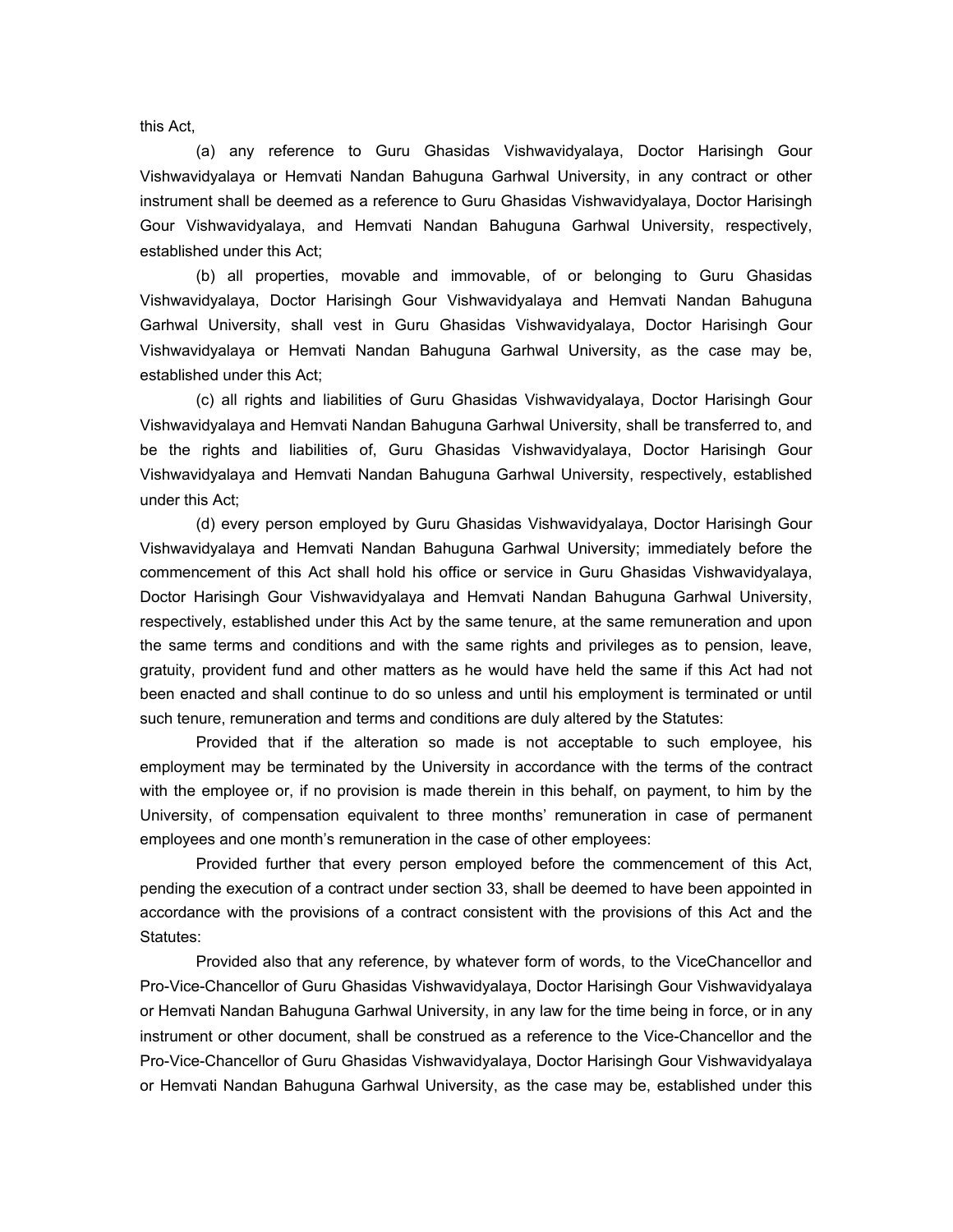this Act,

(a) any reference to Guru Ghasidas Vishwavidyalaya, Doctor Harisingh Gour Vishwavidyalaya or Hemvati Nandan Bahuguna Garhwal University, in any contract or other instrument shall be deemed as a reference to Guru Ghasidas Vishwavidyalaya, Doctor Harisingh Gour Vishwavidyalaya, and Hemvati Nandan Bahuguna Garhwal University, respectively, established under this Act;

(b) all properties, movable and immovable, of or belonging to Guru Ghasidas Vishwavidyalaya, Doctor Harisingh Gour Vishwavidyalaya and Hemvati Nandan Bahuguna Garhwal University, shall vest in Guru Ghasidas Vishwavidyalaya, Doctor Harisingh Gour Vishwavidyalaya or Hemvati Nandan Bahuguna Garhwal University, as the case may be, established under this Act;

(c) all rights and liabilities of Guru Ghasidas Vishwavidyalaya, Doctor Harisingh Gour Vishwavidyalaya and Hemvati Nandan Bahuguna Garhwal University, shall be transferred to, and be the rights and liabilities of, Guru Ghasidas Vishwavidyalaya, Doctor Harisingh Gour Vishwavidyalaya and Hemvati Nandan Bahuguna Garhwal University, respectively, established under this Act;

(d) every person employed by Guru Ghasidas Vishwavidyalaya, Doctor Harisingh Gour Vishwavidyalaya and Hemvati Nandan Bahuguna Garhwal University; immediately before the commencement of this Act shall hold his office or service in Guru Ghasidas Vishwavidyalaya, Doctor Harisingh Gour Vishwavidyalaya and Hemvati Nandan Bahuguna Garhwal University, respectively, established under this Act by the same tenure, at the same remuneration and upon the same terms and conditions and with the same rights and privileges as to pension, leave, gratuity, provident fund and other matters as he would have held the same if this Act had not been enacted and shall continue to do so unless and until his employment is terminated or until such tenure, remuneration and terms and conditions are duly altered by the Statutes:

Provided that if the alteration so made is not acceptable to such employee, his employment may be terminated by the University in accordance with the terms of the contract with the employee or, if no provision is made therein in this behalf, on payment, to him by the University, of compensation equivalent to three months' remuneration in case of permanent employees and one month's remuneration in the case of other employees:

Provided further that every person employed before the commencement of this Act, pending the execution of a contract under section 33, shall be deemed to have been appointed in accordance with the provisions of a contract consistent with the provisions of this Act and the Statutes:

Provided also that any reference, by whatever form of words, to the ViceChancellor and Pro-Vice-Chancellor of Guru Ghasidas Vishwavidyalaya, Doctor Harisingh Gour Vishwavidyalaya or Hemvati Nandan Bahuguna Garhwal University, in any law for the time being in force, or in any instrument or other document, shall be construed as a reference to the Vice-Chancellor and the Pro-Vice-Chancellor of Guru Ghasidas Vishwavidyalaya, Doctor Harisingh Gour Vishwavidyalaya or Hemvati Nandan Bahuguna Garhwal University, as the case may be, established under this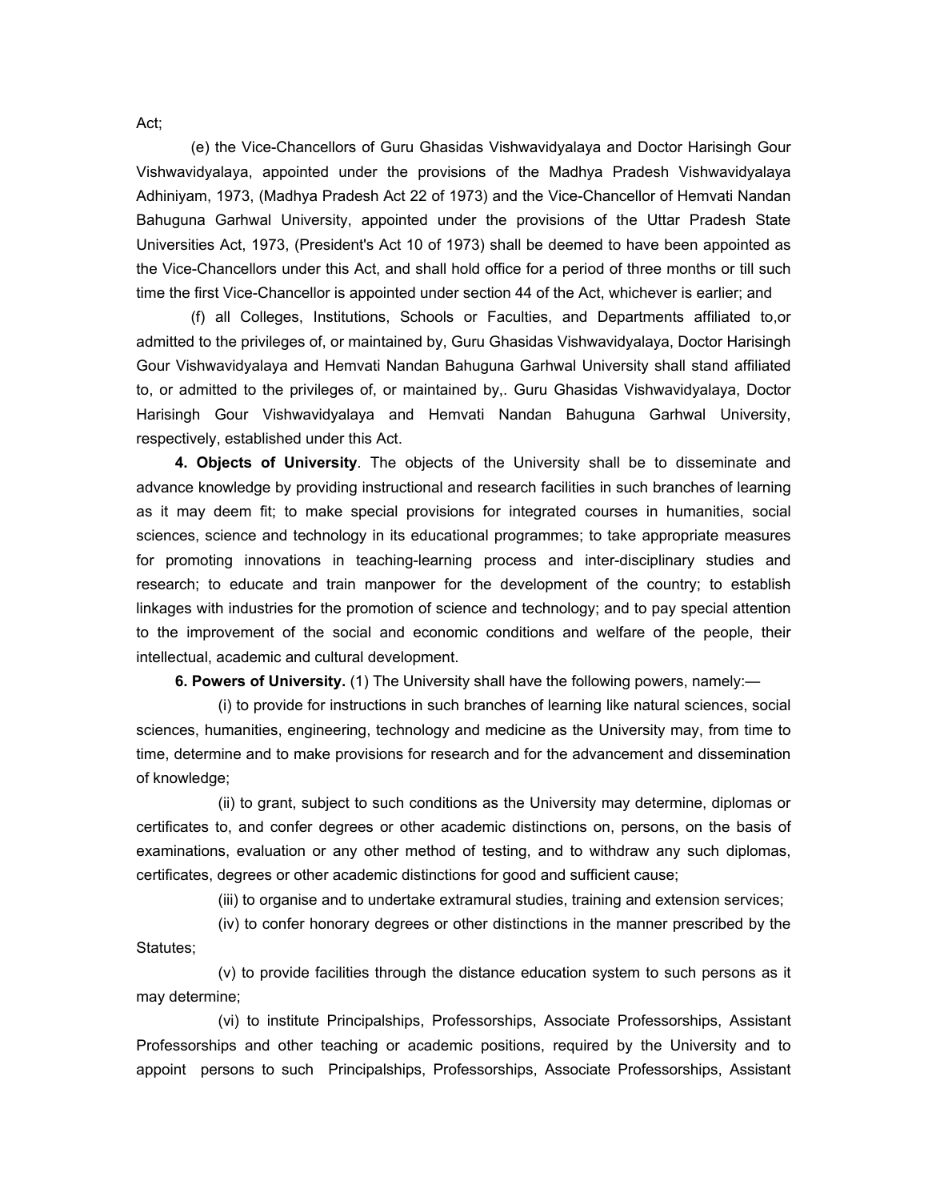Act;

(e) the Vice-Chancellors of Guru Ghasidas Vishwavidyalaya and Doctor Harisingh Gour Vishwavidyalaya, appointed under the provisions of the Madhya Pradesh Vishwavidyalaya Adhiniyam, 1973, (Madhya Pradesh Act 22 of 1973) and the Vice-Chancellor of Hemvati Nandan Bahuguna Garhwal University, appointed under the provisions of the Uttar Pradesh State Universities Act, 1973, (President's Act 10 of 1973) shall be deemed to have been appointed as the Vice-Chancellors under this Act, and shall hold office for a period of three months or till such time the first Vice-Chancellor is appointed under section 44 of the Act, whichever is earlier; and

(f) all Colleges, Institutions, Schools or Faculties, and Departments affiliated to,or admitted to the privileges of, or maintained by, Guru Ghasidas Vishwavidyalaya, Doctor Harisingh Gour Vishwavidyalaya and Hemvati Nandan Bahuguna Garhwal University shall stand affiliated to, or admitted to the privileges of, or maintained by,. Guru Ghasidas Vishwavidyalaya, Doctor Harisingh Gour Vishwavidyalaya and Hemvati Nandan Bahuguna Garhwal University, respectively, established under this Act.

**4. Objects of University**. The objects of the University shall be to disseminate and advance knowledge by providing instructional and research facilities in such branches of learning as it may deem fit; to make special provisions for integrated courses in humanities, social sciences, science and technology in its educational programmes; to take appropriate measures for promoting innovations in teaching-learning process and inter-disciplinary studies and research; to educate and train manpower for the development of the country; to establish linkages with industries for the promotion of science and technology; and to pay special attention to the improvement of the social and economic conditions and welfare of the people, their intellectual, academic and cultural development.

**6. Powers of University.** (1) The University shall have the following powers, namely:—

(i) to provide for instructions in such branches of learning like natural sciences, social sciences, humanities, engineering, technology and medicine as the University may, from time to time, determine and to make provisions for research and for the advancement and dissemination of knowledge;

(ii) to grant, subject to such conditions as the University may determine, diplomas or certificates to, and confer degrees or other academic distinctions on, persons, on the basis of examinations, evaluation or any other method of testing, and to withdraw any such diplomas, certificates, degrees or other academic distinctions for good and sufficient cause;

(iii) to organise and to undertake extramural studies, training and extension services;

(iv) to confer honorary degrees or other distinctions in the manner prescribed by the Statutes;

(v) to provide facilities through the distance education system to such persons as it may determine;

(vi) to institute Principalships, Professorships, Associate Professorships, Assistant Professorships and other teaching or academic positions, required by the University and to appoint persons to such Principalships, Professorships, Associate Professorships, Assistant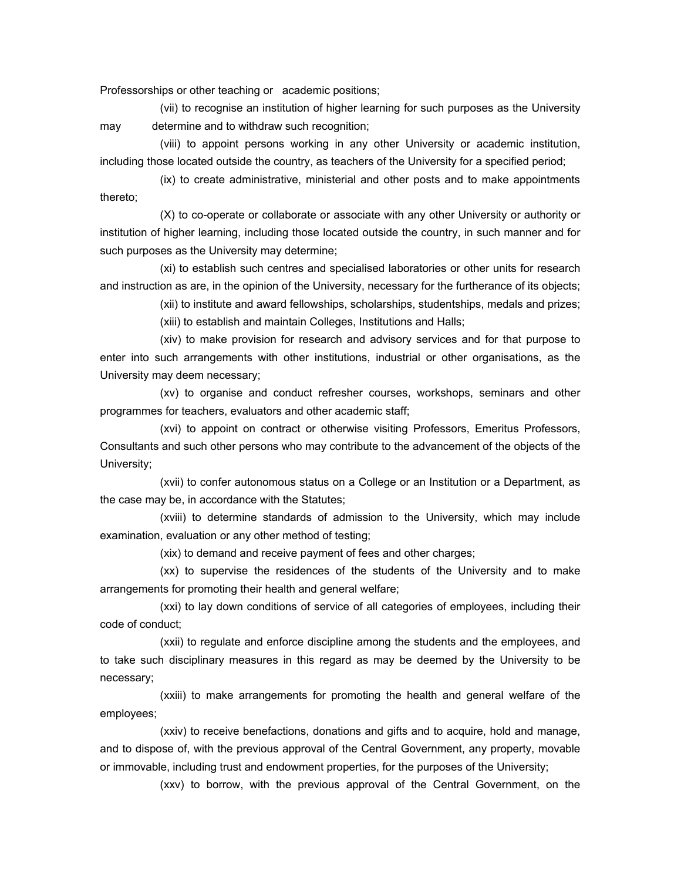Professorships or other teaching or academic positions;

(vii) to recognise an institution of higher learning for such purposes as the University may determine and to withdraw such recognition;

(viii) to appoint persons working in any other University or academic institution, including those located outside the country, as teachers of the University for a specified period;

(ix) to create administrative, ministerial and other posts and to make appointments thereto;

(X) to co-operate or collaborate or associate with any other University or authority or institution of higher learning, including those located outside the country, in such manner and for such purposes as the University may determine;

(xi) to establish such centres and specialised laboratories or other units for research and instruction as are, in the opinion of the University, necessary for the furtherance of its objects;

(xii) to institute and award fellowships, scholarships, studentships, medals and prizes;

(xiii) to establish and maintain Colleges, Institutions and Halls;

(xiv) to make provision for research and advisory services and for that purpose to enter into such arrangements with other institutions, industrial or other organisations, as the University may deem necessary;

(xv) to organise and conduct refresher courses, workshops, seminars and other programmes for teachers, evaluators and other academic staff;

(xvi) to appoint on contract or otherwise visiting Professors, Emeritus Professors, Consultants and such other persons who may contribute to the advancement of the objects of the University;

(xvii) to confer autonomous status on a College or an Institution or a Department, as the case may be, in accordance with the Statutes;

(xviii) to determine standards of admission to the University, which may include examination, evaluation or any other method of testing;

(xix) to demand and receive payment of fees and other charges;

(xx) to supervise the residences of the students of the University and to make arrangements for promoting their health and general welfare;

(xxi) to lay down conditions of service of all categories of employees, including their code of conduct;

(xxii) to regulate and enforce discipline among the students and the employees, and to take such disciplinary measures in this regard as may be deemed by the University to be necessary;

(xxiii) to make arrangements for promoting the health and general welfare of the employees;

(xxiv) to receive benefactions, donations and gifts and to acquire, hold and manage, and to dispose of, with the previous approval of the Central Government, any property, movable or immovable, including trust and endowment properties, for the purposes of the University;

(xxv) to borrow, with the previous approval of the Central Government, on the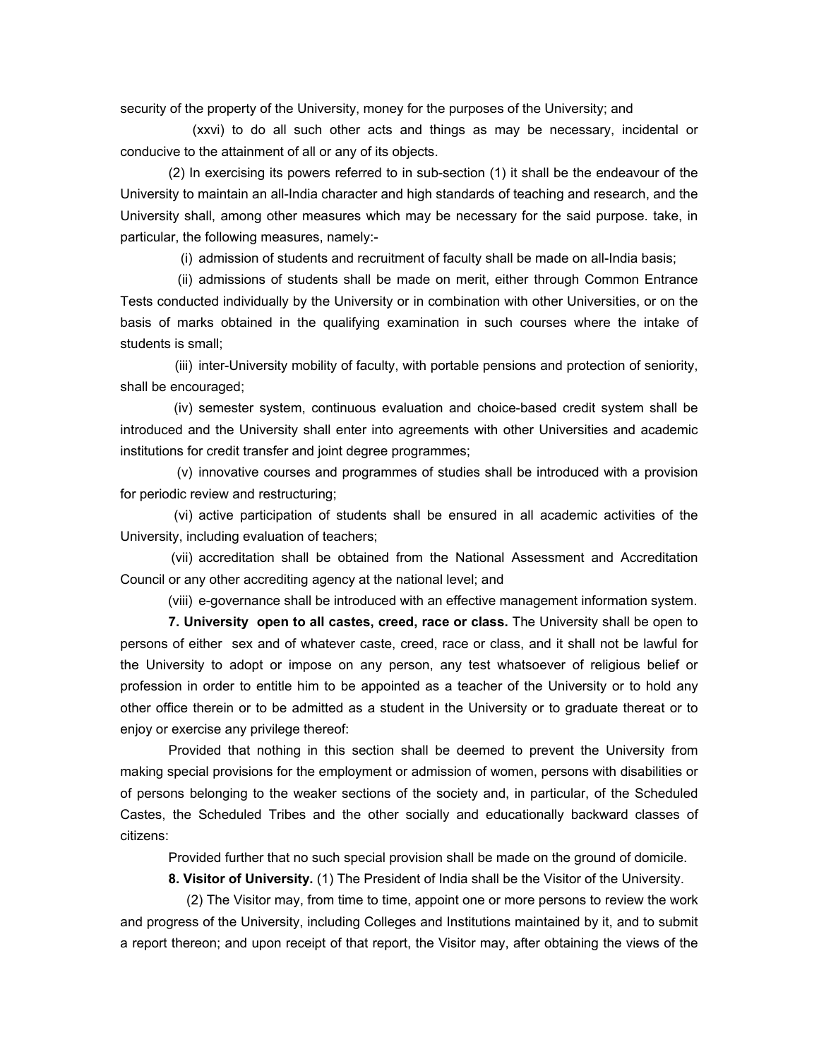security of the property of the University, money for the purposes of the University; and

(xxvi) to do all such other acts and things as may be necessary, incidental or conducive to the attainment of all or any of its objects.

(2) In exercising its powers referred to in sub-section (1) it shall be the endeavour of the University to maintain an all-India character and high standards of teaching and research, and the University shall, among other measures which may be necessary for the said purpose. take, in particular, the following measures, namely:-

(i) admission of students and recruitment of faculty shall be made on all-India basis;

(ii) admissions of students shall be made on merit, either through Common Entrance Tests conducted individually by the University or in combination with other Universities, or on the basis of marks obtained in the qualifying examination in such courses where the intake of students is small;

(iii) inter-University mobility of faculty, with portable pensions and protection of seniority, shall be encouraged;

(iv) semester system, continuous evaluation and choice-based credit system shall be introduced and the University shall enter into agreements with other Universities and academic institutions for credit transfer and joint degree programmes;

(v) innovative courses and programmes of studies shall be introduced with a provision for periodic review and restructuring;

(vi) active participation of students shall be ensured in all academic activities of the University, including evaluation of teachers;

(vii) accreditation shall be obtained from the National Assessment and Accreditation Council or any other accrediting agency at the national level; and

(viii) e-governance shall be introduced with an effective management information system.

**7. University open to all castes, creed, race or class.** The University shall be open to persons of either sex and of whatever caste, creed, race or class, and it shall not be lawful for the University to adopt or impose on any person, any test whatsoever of religious belief or profession in order to entitle him to be appointed as a teacher of the University or to hold any other office therein or to be admitted as a student in the University or to graduate thereat or to enjoy or exercise any privilege thereof:

Provided that nothing in this section shall be deemed to prevent the University from making special provisions for the employment or admission of women, persons with disabilities or of persons belonging to the weaker sections of the society and, in particular, of the Scheduled Castes, the Scheduled Tribes and the other socially and educationally backward classes of citizens:

Provided further that no such special provision shall be made on the ground of domicile.

**8. Visitor of University.** (1) The President of India shall be the Visitor of the University.

(2) The Visitor may, from time to time, appoint one or more persons to review the work and progress of the University, including Colleges and Institutions maintained by it, and to submit a report thereon; and upon receipt of that report, the Visitor may, after obtaining the views of the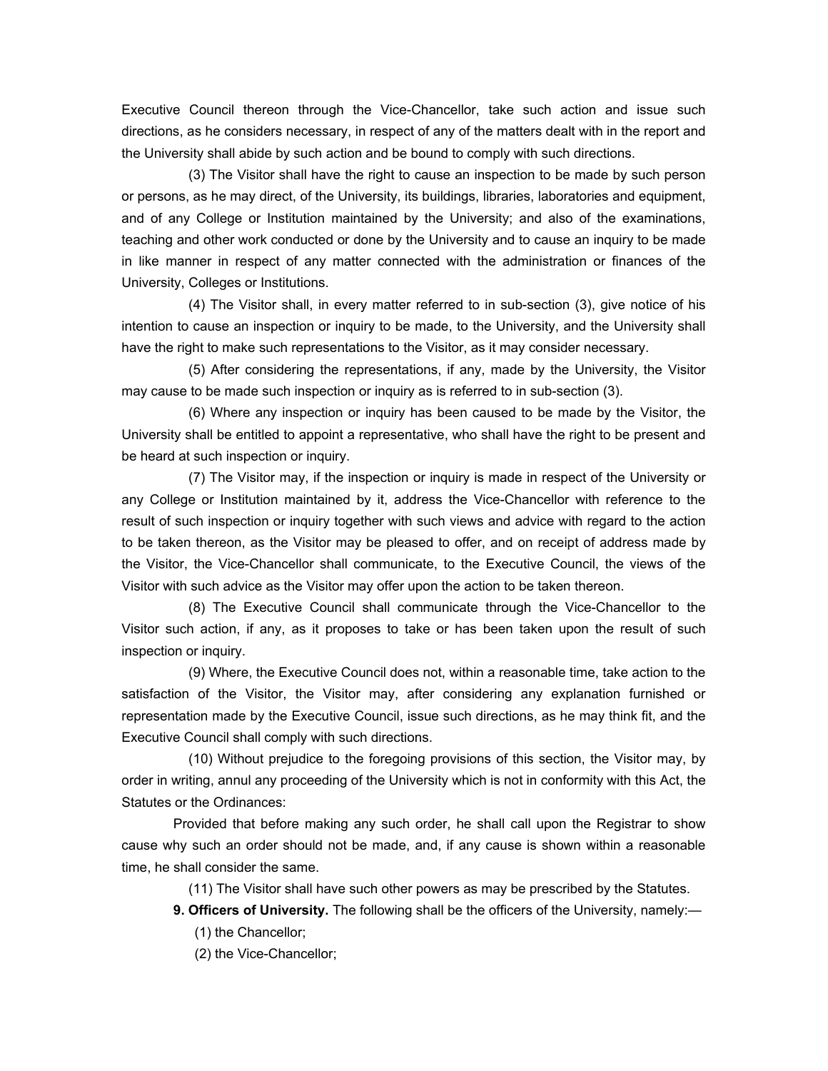Executive Council thereon through the Vice-Chancellor, take such action and issue such directions, as he considers necessary, in respect of any of the matters dealt with in the report and the University shall abide by such action and be bound to comply with such directions.

(3) The Visitor shall have the right to cause an inspection to be made by such person or persons, as he may direct, of the University, its buildings, libraries, laboratories and equipment, and of any College or Institution maintained by the University; and also of the examinations, teaching and other work conducted or done by the University and to cause an inquiry to be made in like manner in respect of any matter connected with the administration or finances of the University, Colleges or Institutions.

(4) The Visitor shall, in every matter referred to in sub-section (3), give notice of his intention to cause an inspection or inquiry to be made, to the University, and the University shall have the right to make such representations to the Visitor, as it may consider necessary.

(5) After considering the representations, if any, made by the University, the Visitor may cause to be made such inspection or inquiry as is referred to in sub-section (3).

(6) Where any inspection or inquiry has been caused to be made by the Visitor, the University shall be entitled to appoint a representative, who shall have the right to be present and be heard at such inspection or inquiry.

(7) The Visitor may, if the inspection or inquiry is made in respect of the University or any College or Institution maintained by it, address the Vice-Chancellor with reference to the result of such inspection or inquiry together with such views and advice with regard to the action to be taken thereon, as the Visitor may be pleased to offer, and on receipt of address made by the Visitor, the Vice-Chancellor shall communicate, to the Executive Council, the views of the Visitor with such advice as the Visitor may offer upon the action to be taken thereon.

(8) The Executive Council shall communicate through the Vice-Chancellor to the Visitor such action, if any, as it proposes to take or has been taken upon the result of such inspection or inquiry.

(9) Where, the Executive Council does not, within a reasonable time, take action to the satisfaction of the Visitor, the Visitor may, after considering any explanation furnished or representation made by the Executive Council, issue such directions, as he may think fit, and the Executive Council shall comply with such directions.

(10) Without prejudice to the foregoing provisions of this section, the Visitor may, by order in writing, annul any proceeding of the University which is not in conformity with this Act, the Statutes or the Ordinances:

Provided that before making any such order, he shall call upon the Registrar to show cause why such an order should not be made, and, if any cause is shown within a reasonable time, he shall consider the same.

(11) The Visitor shall have such other powers as may be prescribed by the Statutes.

**9. Officers of University.** The following shall be the officers of the University, namely:—

(1) the Chancellor;

(2) the Vice-Chancellor;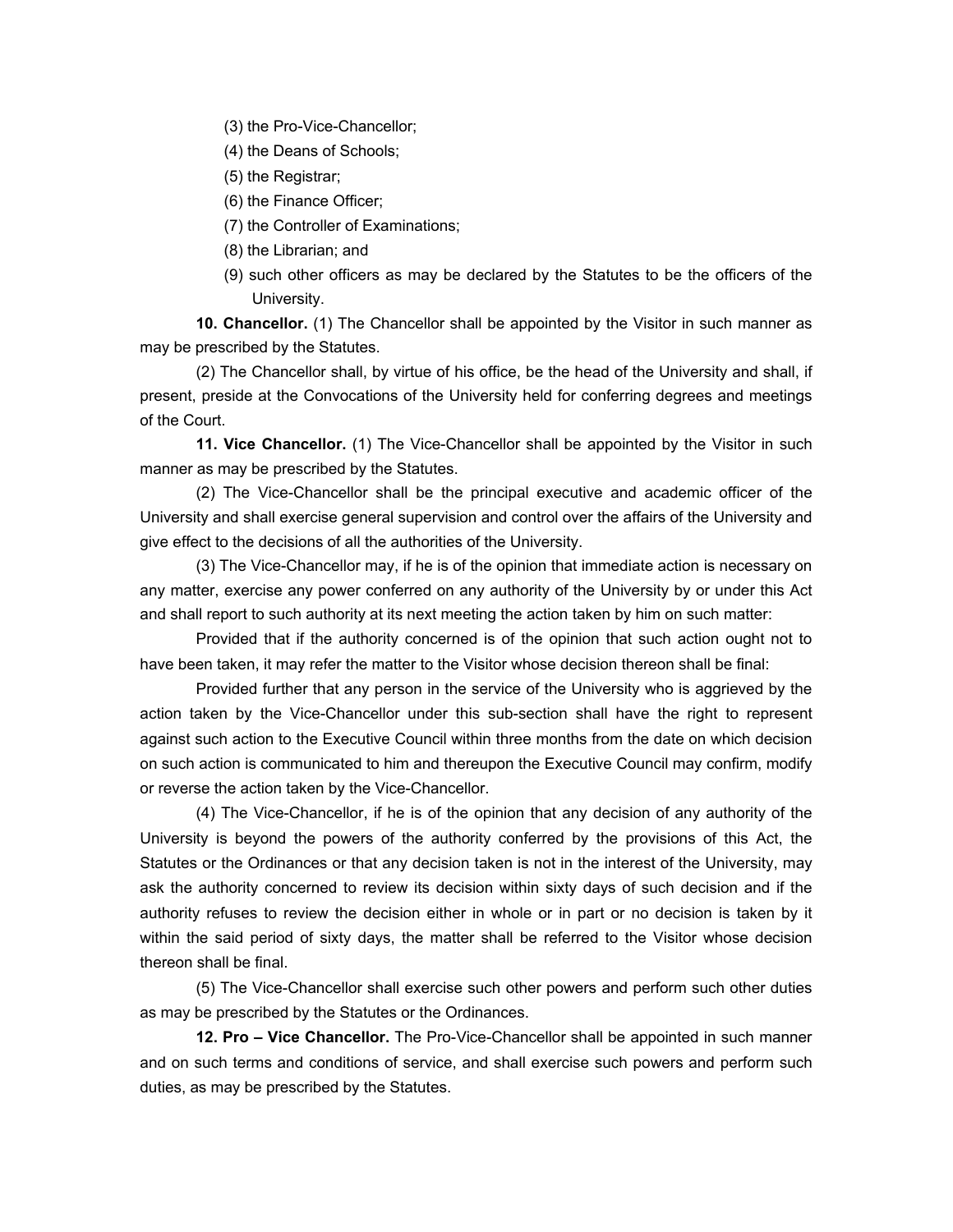(3) the Pro-Vice-Chancellor;

(4) the Deans of Schools;

(5) the Registrar;

(6) the Finance Officer;

(7) the Controller of Examinations;

(8) the Librarian; and

(9) such other officers as may be declared by the Statutes to be the officers of the University.

**10. Chancellor.** (1) The Chancellor shall be appointed by the Visitor in such manner as may be prescribed by the Statutes.

(2) The Chancellor shall, by virtue of his office, be the head of the University and shall, if present, preside at the Convocations of the University held for conferring degrees and meetings of the Court.

**11. Vice Chancellor.** (1) The Vice-Chancellor shall be appointed by the Visitor in such manner as may be prescribed by the Statutes.

(2) The Vice-Chancellor shall be the principal executive and academic officer of the University and shall exercise general supervision and control over the affairs of the University and give effect to the decisions of all the authorities of the University.

(3) The Vice-Chancellor may, if he is of the opinion that immediate action is necessary on any matter, exercise any power conferred on any authority of the University by or under this Act and shall report to such authority at its next meeting the action taken by him on such matter:

Provided that if the authority concerned is of the opinion that such action ought not to have been taken, it may refer the matter to the Visitor whose decision thereon shall be final:

Provided further that any person in the service of the University who is aggrieved by the action taken by the Vice-Chancellor under this sub-section shall have the right to represent against such action to the Executive Council within three months from the date on which decision on such action is communicated to him and thereupon the Executive Council may confirm, modify or reverse the action taken by the Vice-Chancellor.

(4) The Vice-Chancellor, if he is of the opinion that any decision of any authority of the University is beyond the powers of the authority conferred by the provisions of this Act, the Statutes or the Ordinances or that any decision taken is not in the interest of the University, may ask the authority concerned to review its decision within sixty days of such decision and if the authority refuses to review the decision either in whole or in part or no decision is taken by it within the said period of sixty days, the matter shall be referred to the Visitor whose decision thereon shall be final.

(5) The Vice-Chancellor shall exercise such other powers and perform such other duties as may be prescribed by the Statutes or the Ordinances.

**12. Pro – Vice Chancellor.** The Pro-Vice-Chancellor shall be appointed in such manner and on such terms and conditions of service, and shall exercise such powers and perform such duties, as may be prescribed by the Statutes.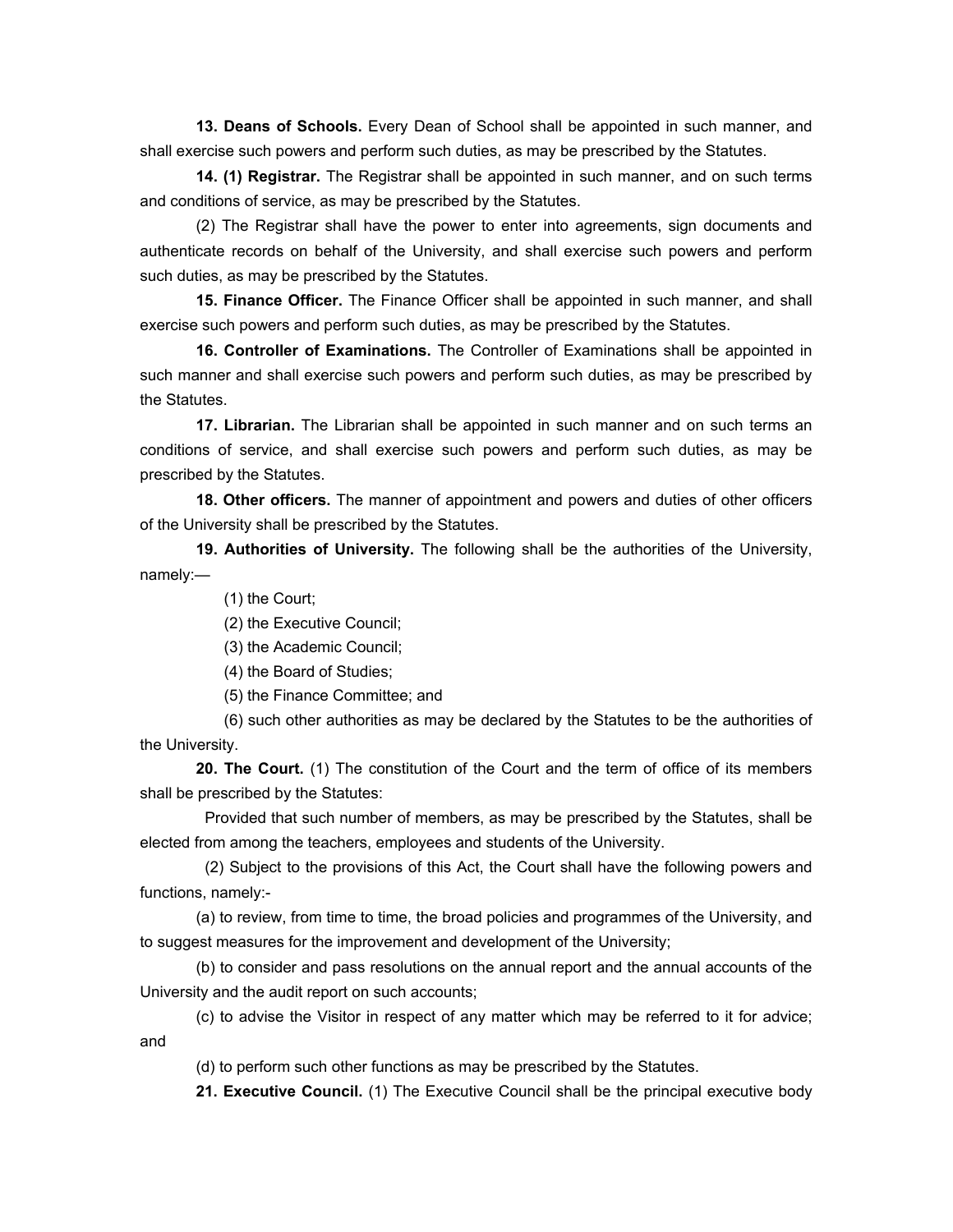**13. Deans of Schools.** Every Dean of School shall be appointed in such manner, and shall exercise such powers and perform such duties, as may be prescribed by the Statutes.

**14. (1) Registrar.** The Registrar shall be appointed in such manner, and on such terms and conditions of service, as may be prescribed by the Statutes.

(2) The Registrar shall have the power to enter into agreements, sign documents and authenticate records on behalf of the University, and shall exercise such powers and perform such duties, as may be prescribed by the Statutes.

**15. Finance Officer.** The Finance Officer shall be appointed in such manner, and shall exercise such powers and perform such duties, as may be prescribed by the Statutes.

**16. Controller of Examinations.** The Controller of Examinations shall be appointed in such manner and shall exercise such powers and perform such duties, as may be prescribed by the Statutes.

**17. Librarian.** The Librarian shall be appointed in such manner and on such terms an conditions of service, and shall exercise such powers and perform such duties, as may be prescribed by the Statutes.

**18. Other officers.** The manner of appointment and powers and duties of other officers of the University shall be prescribed by the Statutes.

**19. Authorities of University.** The following shall be the authorities of the University, namely:—

(1) the Court;

(2) the Executive Council;

(3) the Academic Council;

(4) the Board of Studies;

(5) the Finance Committee; and

(6) such other authorities as may be declared by the Statutes to be the authorities of the University.

**20. The Court.** (1) The constitution of the Court and the term of office of its members shall be prescribed by the Statutes:

Provided that such number of members, as may be prescribed by the Statutes, shall be elected from among the teachers, employees and students of the University.

(2) Subject to the provisions of this Act, the Court shall have the following powers and functions, namely:-

(a) to review, from time to time, the broad policies and programmes of the University, and to suggest measures for the improvement and development of the University;

(b) to consider and pass resolutions on the annual report and the annual accounts of the University and the audit report on such accounts;

(c) to advise the Visitor in respect of any matter which may be referred to it for advice; and

(d) to perform such other functions as may be prescribed by the Statutes.

**21. Executive Council.** (1) The Executive Council shall be the principal executive body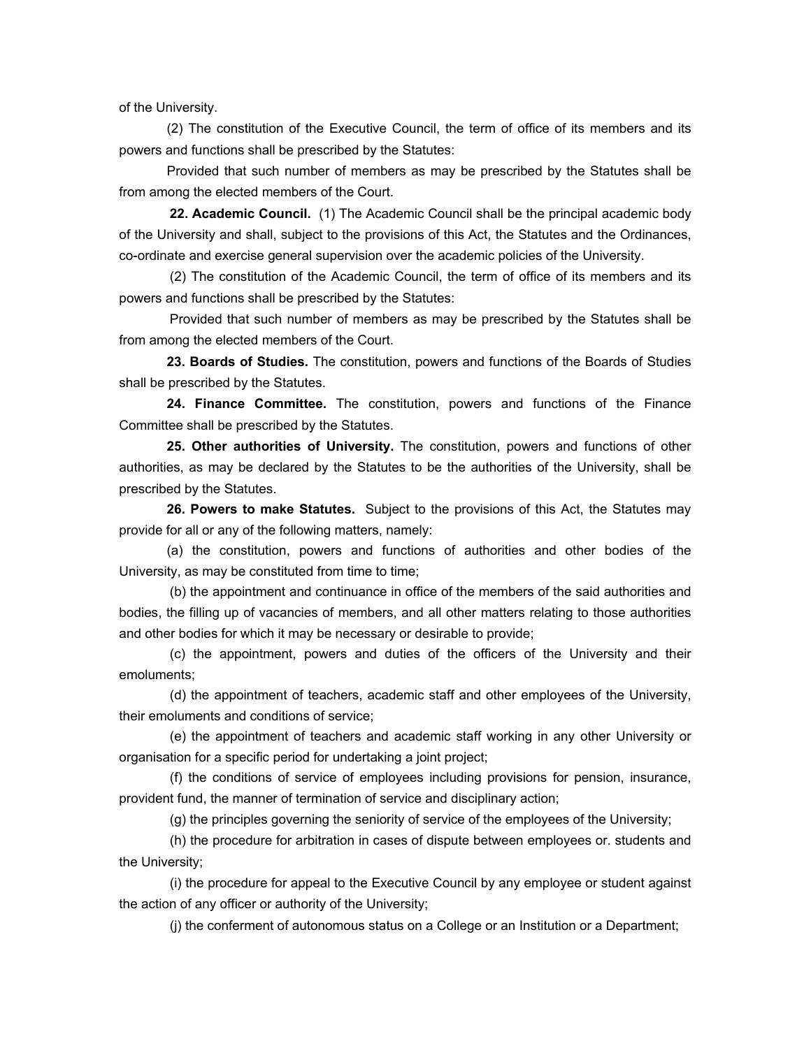of the University.

(2) The constitution of the Executive Council, the term of office of its members and its powers and functions shall be prescribed by the Statutes:

Provided that such number of members as may be prescribed by the Statutes shall be from among the elected members of the Court.

**22. Academic Council.** (1) The Academic Council shall be the principal academic body of the University and shall, subject to the provisions of this Act, the Statutes and the Ordinances, co-ordinate and exercise general supervision over the academic policies of the University.

(2) The constitution of the Academic Council, the term of office of its members and its powers and functions shall be prescribed by the Statutes:

Provided that such number of members as may be prescribed by the Statutes shall be from among the elected members of the Court.

**23. Boards of Studies.** The constitution, powers and functions of the Boards of Studies shall be prescribed by the Statutes.

**24. Finance Committee.** The constitution, powers and functions of the Finance Committee shall be prescribed by the Statutes.

**25. Other authorities of University.** The constitution, powers and functions of other authorities, as may be declared by the Statutes to be the authorities of the University, shall be prescribed by the Statutes.

**26. Powers to make Statutes.** Subject to the provisions of this Act, the Statutes may provide for all or any of the following matters, namely:

(a) the constitution, powers and functions of authorities and other bodies of the University, as may be constituted from time to time;

(b) the appointment and continuance in office of the members of the said authorities and bodies, the filling up of vacancies of members, and all other matters relating to those authorities and other bodies for which it may be necessary or desirable to provide;

(c) the appointment, powers and duties of the officers of the University and their emoluments;

(d) the appointment of teachers, academic staff and other employees of the University, their emoluments and conditions of service;

(e) the appointment of teachers and academic staff working in any other University or organisation for a specific period for undertaking a joint project;

(f) the conditions of service of employees including provisions for pension, insurance, provident fund, the manner of termination of service and disciplinary action;

(g) the principles governing the seniority of service of the employees of the University;

(h) the procedure for arbitration in cases of dispute between employees or. students and the University;

(i) the procedure for appeal to the Executive Council by any employee or student against the action of any officer or authority of the University;

(j) the conferment of autonomous status on a College or an Institution or a Department;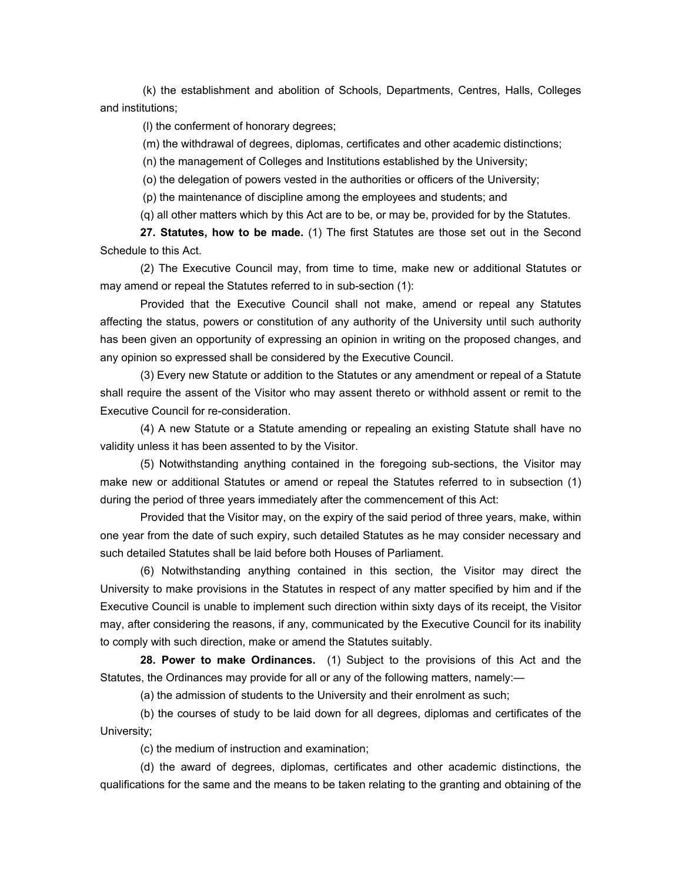(k) the establishment and abolition of Schools, Departments, Centres, Halls, Colleges and institutions;

(l) the conferment of honorary degrees;

(m) the withdrawal of degrees, diplomas, certificates and other academic distinctions;

(n) the management of Colleges and Institutions established by the University;

(o) the delegation of powers vested in the authorities or officers of the University;

(p) the maintenance of discipline among the employees and students; and

(q) all other matters which by this Act are to be, or may be, provided for by the Statutes.

**27. Statutes, how to be made.** (1) The first Statutes are those set out in the Second Schedule to this Act.

(2) The Executive Council may, from time to time, make new or additional Statutes or may amend or repeal the Statutes referred to in sub-section (1):

Provided that the Executive Council shall not make, amend or repeal any Statutes affecting the status, powers or constitution of any authority of the University until such authority has been given an opportunity of expressing an opinion in writing on the proposed changes, and any opinion so expressed shall be considered by the Executive Council.

(3) Every new Statute or addition to the Statutes or any amendment or repeal of a Statute shall require the assent of the Visitor who may assent thereto or withhold assent or remit to the Executive Council for re-consideration.

(4) A new Statute or a Statute amending or repealing an existing Statute shall have no validity unless it has been assented to by the Visitor.

(5) Notwithstanding anything contained in the foregoing sub-sections, the Visitor may make new or additional Statutes or amend or repeal the Statutes referred to in subsection (1) during the period of three years immediately after the commencement of this Act:

Provided that the Visitor may, on the expiry of the said period of three years, make, within one year from the date of such expiry, such detailed Statutes as he may consider necessary and such detailed Statutes shall be laid before both Houses of Parliament.

(6) Notwithstanding anything contained in this section, the Visitor may direct the University to make provisions in the Statutes in respect of any matter specified by him and if the Executive Council is unable to implement such direction within sixty days of its receipt, the Visitor may, after considering the reasons, if any, communicated by the Executive Council for its inability to comply with such direction, make or amend the Statutes suitably.

**28. Power to make Ordinances.** (1) Subject to the provisions of this Act and the Statutes, the Ordinances may provide for all or any of the following matters, namely:—

(a) the admission of students to the University and their enrolment as such;

(b) the courses of study to be laid down for all degrees, diplomas and certificates of the University;

(c) the medium of instruction and examination;

(d) the award of degrees, diplomas, certificates and other academic distinctions, the qualifications for the same and the means to be taken relating to the granting and obtaining of the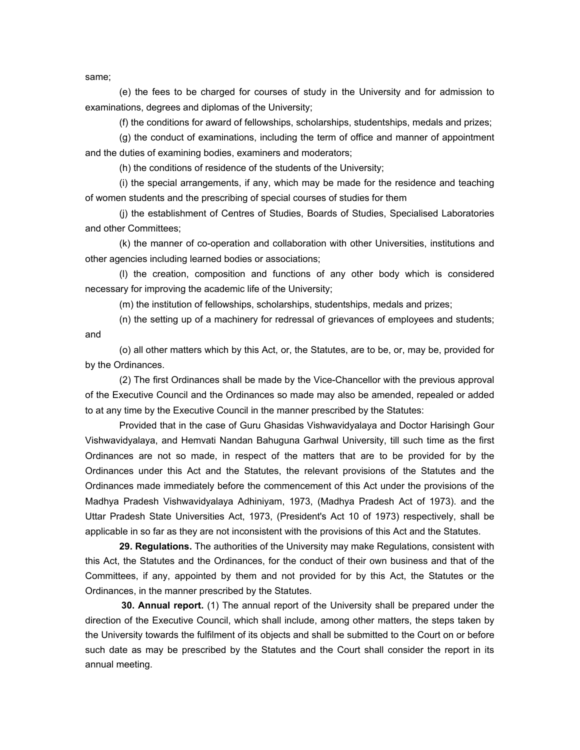same;

(e) the fees to be charged for courses of study in the University and for admission to examinations, degrees and diplomas of the University;

(f) the conditions for award of fellowships, scholarships, studentships, medals and prizes;

(g) the conduct of examinations, including the term of office and manner of appointment and the duties of examining bodies, examiners and moderators;

(h) the conditions of residence of the students of the University;

(i) the special arrangements, if any, which may be made for the residence and teaching of women students and the prescribing of special courses of studies for them

(j) the establishment of Centres of Studies, Boards of Studies, Specialised Laboratories and other Committees;

(k) the manner of co-operation and collaboration with other Universities, institutions and other agencies including learned bodies or associations;

(l) the creation, composition and functions of any other body which is considered necessary for improving the academic life of the University;

(m) the institution of fellowships, scholarships, studentships, medals and prizes;

(n) the setting up of a machinery for redressal of grievances of employees and students; and

(o) all other matters which by this Act, or, the Statutes, are to be, or, may be, provided for by the Ordinances.

(2) The first Ordinances shall be made by the Vice-Chancellor with the previous approval of the Executive Council and the Ordinances so made may also be amended, repealed or added to at any time by the Executive Council in the manner prescribed by the Statutes:

Provided that in the case of Guru Ghasidas Vishwavidyalaya and Doctor Harisingh Gour Vishwavidyalaya, and Hemvati Nandan Bahuguna Garhwal University, till such time as the first Ordinances are not so made, in respect of the matters that are to be provided for by the Ordinances under this Act and the Statutes, the relevant provisions of the Statutes and the Ordinances made immediately before the commencement of this Act under the provisions of the Madhya Pradesh Vishwavidyalaya Adhiniyam, 1973, (Madhya Pradesh Act of 1973). and the Uttar Pradesh State Universities Act, 1973, (President's Act 10 of 1973) respectively, shall be applicable in so far as they are not inconsistent with the provisions of this Act and the Statutes.

**29. Regulations.** The authorities of the University may make Regulations, consistent with this Act, the Statutes and the Ordinances, for the conduct of their own business and that of the Committees, if any, appointed by them and not provided for by this Act, the Statutes or the Ordinances, in the manner prescribed by the Statutes.

**30. Annual report.** (1) The annual report of the University shall be prepared under the direction of the Executive Council, which shall include, among other matters, the steps taken by the University towards the fulfilment of its objects and shall be submitted to the Court on or before such date as may be prescribed by the Statutes and the Court shall consider the report in its annual meeting.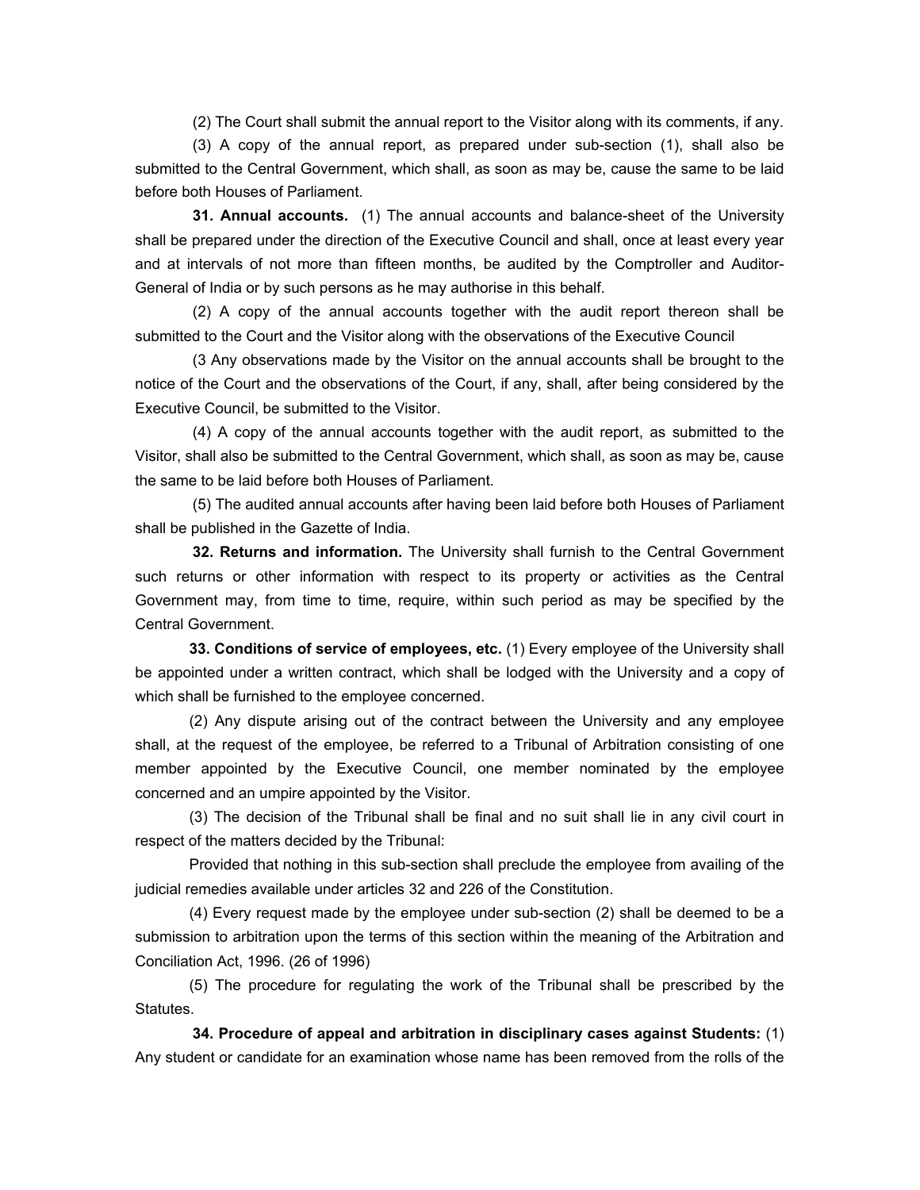(2) The Court shall submit the annual report to the Visitor along with its comments, if any.

(3) A copy of the annual report, as prepared under sub-section (1), shall also be submitted to the Central Government, which shall, as soon as may be, cause the same to be laid before both Houses of Parliament.

**31. Annual accounts.** (1) The annual accounts and balance-sheet of the University shall be prepared under the direction of the Executive Council and shall, once at least every year and at intervals of not more than fifteen months, be audited by the Comptroller and Auditor-General of India or by such persons as he may authorise in this behalf.

(2) A copy of the annual accounts together with the audit report thereon shall be submitted to the Court and the Visitor along with the observations of the Executive Council

(3 Any observations made by the Visitor on the annual accounts shall be brought to the notice of the Court and the observations of the Court, if any, shall, after being considered by the Executive Council, be submitted to the Visitor.

(4) A copy of the annual accounts together with the audit report, as submitted to the Visitor, shall also be submitted to the Central Government, which shall, as soon as may be, cause the same to be laid before both Houses of Parliament.

(5) The audited annual accounts after having been laid before both Houses of Parliament shall be published in the Gazette of India.

**32. Returns and information.** The University shall furnish to the Central Government such returns or other information with respect to its property or activities as the Central Government may, from time to time, require, within such period as may be specified by the Central Government.

**33. Conditions of service of employees, etc.** (1) Every employee of the University shall be appointed under a written contract, which shall be lodged with the University and a copy of which shall be furnished to the employee concerned.

(2) Any dispute arising out of the contract between the University and any employee shall, at the request of the employee, be referred to a Tribunal of Arbitration consisting of one member appointed by the Executive Council, one member nominated by the employee concerned and an umpire appointed by the Visitor.

(3) The decision of the Tribunal shall be final and no suit shall lie in any civil court in respect of the matters decided by the Tribunal:

Provided that nothing in this sub-section shall preclude the employee from availing of the judicial remedies available under articles 32 and 226 of the Constitution.

(4) Every request made by the employee under sub-section (2) shall be deemed to be a submission to arbitration upon the terms of this section within the meaning of the Arbitration and Conciliation Act, 1996. (26 of 1996)

(5) The procedure for regulating the work of the Tribunal shall be prescribed by the Statutes.

**34. Procedure of appeal and arbitration in disciplinary cases against Students:** (1) Any student or candidate for an examination whose name has been removed from the rolls of the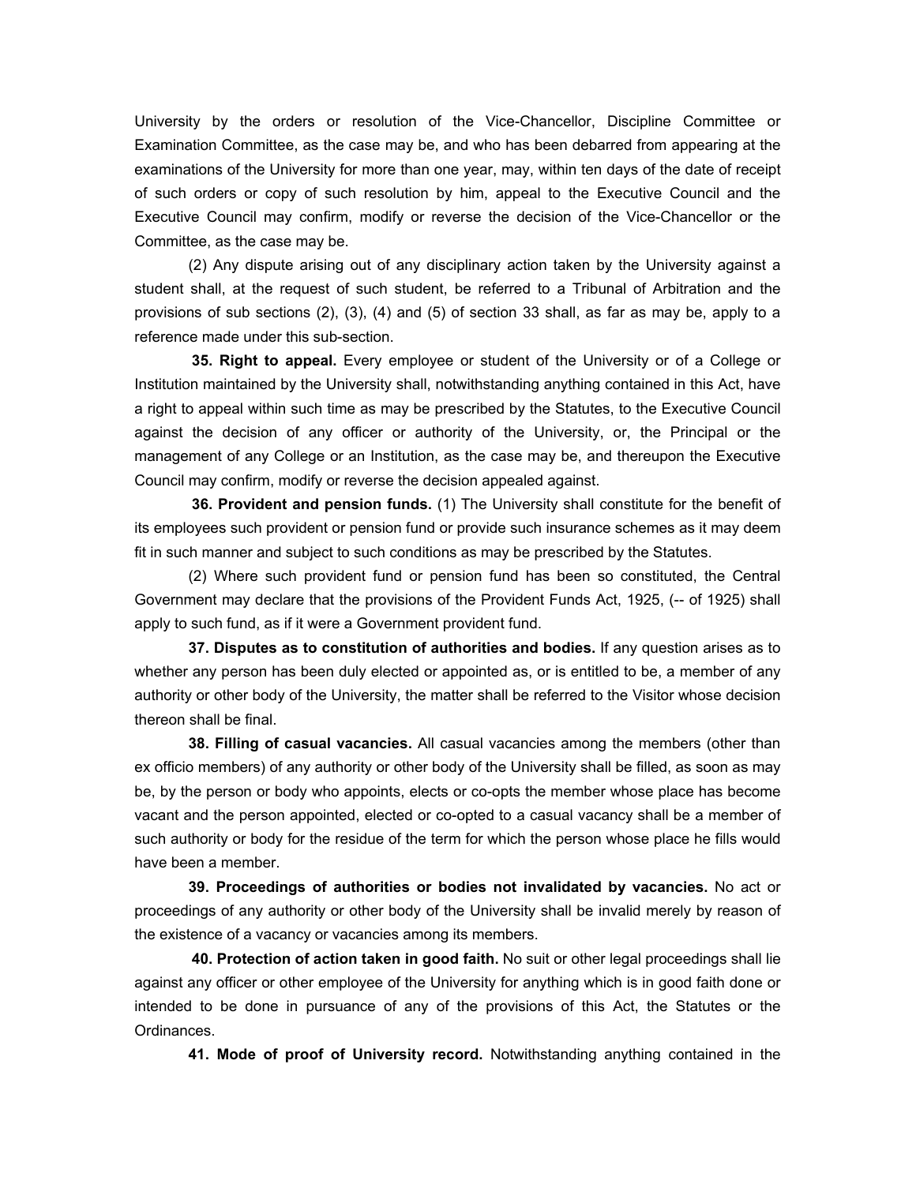University by the orders or resolution of the Vice-Chancellor, Discipline Committee or Examination Committee, as the case may be, and who has been debarred from appearing at the examinations of the University for more than one year, may, within ten days of the date of receipt of such orders or copy of such resolution by him, appeal to the Executive Council and the Executive Council may confirm, modify or reverse the decision of the Vice-Chancellor or the Committee, as the case may be.

(2) Any dispute arising out of any disciplinary action taken by the University against a student shall, at the request of such student, be referred to a Tribunal of Arbitration and the provisions of sub sections (2), (3), (4) and (5) of section 33 shall, as far as may be, apply to a reference made under this sub-section.

**35. Right to appeal.** Every employee or student of the University or of a College or Institution maintained by the University shall, notwithstanding anything contained in this Act, have a right to appeal within such time as may be prescribed by the Statutes, to the Executive Council against the decision of any officer or authority of the University, or, the Principal or the management of any College or an Institution, as the case may be, and thereupon the Executive Council may confirm, modify or reverse the decision appealed against.

**36. Provident and pension funds.** (1) The University shall constitute for the benefit of its employees such provident or pension fund or provide such insurance schemes as it may deem fit in such manner and subject to such conditions as may be prescribed by the Statutes.

(2) Where such provident fund or pension fund has been so constituted, the Central Government may declare that the provisions of the Provident Funds Act, 1925, (-- of 1925) shall apply to such fund, as if it were a Government provident fund.

**37. Disputes as to constitution of authorities and bodies.** If any question arises as to whether any person has been duly elected or appointed as, or is entitled to be, a member of any authority or other body of the University, the matter shall be referred to the Visitor whose decision thereon shall be final.

**38. Filling of casual vacancies.** All casual vacancies among the members (other than ex officio members) of any authority or other body of the University shall be filled, as soon as may be, by the person or body who appoints, elects or co-opts the member whose place has become vacant and the person appointed, elected or co-opted to a casual vacancy shall be a member of such authority or body for the residue of the term for which the person whose place he fills would have been a member.

**39. Proceedings of authorities or bodies not invalidated by vacancies.** No act or proceedings of any authority or other body of the University shall be invalid merely by reason of the existence of a vacancy or vacancies among its members.

**40. Protection of action taken in good faith.** No suit or other legal proceedings shall lie against any officer or other employee of the University for anything which is in good faith done or intended to be done in pursuance of any of the provisions of this Act, the Statutes or the Ordinances.

**41. Mode of proof of University record.** Notwithstanding anything contained in the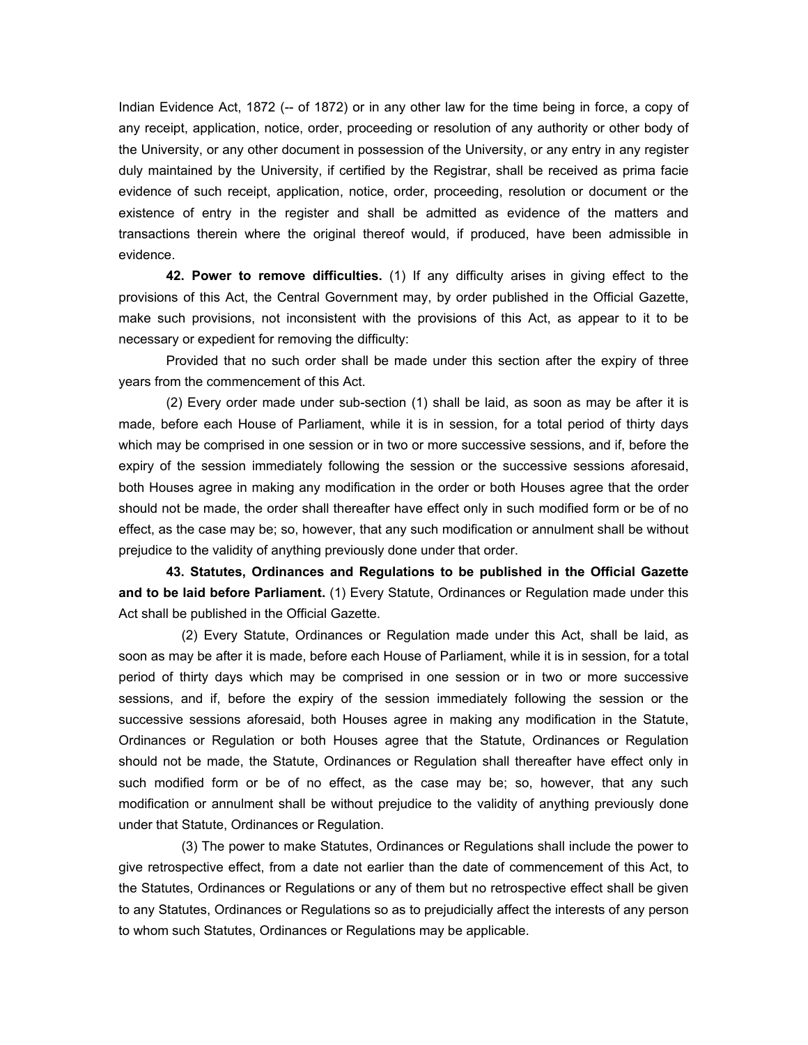Indian Evidence Act, 1872 (-- of 1872) or in any other law for the time being in force, a copy of any receipt, application, notice, order, proceeding or resolution of any authority or other body of the University, or any other document in possession of the University, or any entry in any register duly maintained by the University, if certified by the Registrar, shall be received as prima facie evidence of such receipt, application, notice, order, proceeding, resolution or document or the existence of entry in the register and shall be admitted as evidence of the matters and transactions therein where the original thereof would, if produced, have been admissible in evidence.

**42. Power to remove difficulties.** (1) If any difficulty arises in giving effect to the provisions of this Act, the Central Government may, by order published in the Official Gazette, make such provisions, not inconsistent with the provisions of this Act, as appear to it to be necessary or expedient for removing the difficulty:

Provided that no such order shall be made under this section after the expiry of three years from the commencement of this Act.

(2) Every order made under sub-section (1) shall be laid, as soon as may be after it is made, before each House of Parliament, while it is in session, for a total period of thirty days which may be comprised in one session or in two or more successive sessions, and if, before the expiry of the session immediately following the session or the successive sessions aforesaid, both Houses agree in making any modification in the order or both Houses agree that the order should not be made, the order shall thereafter have effect only in such modified form or be of no effect, as the case may be; so, however, that any such modification or annulment shall be without prejudice to the validity of anything previously done under that order.

**43. Statutes, Ordinances and Regulations to be published in the Official Gazette and to be laid before Parliament.** (1) Every Statute, Ordinances or Regulation made under this Act shall be published in the Official Gazette.

(2) Every Statute, Ordinances or Regulation made under this Act, shall be laid, as soon as may be after it is made, before each House of Parliament, while it is in session, for a total period of thirty days which may be comprised in one session or in two or more successive sessions, and if, before the expiry of the session immediately following the session or the successive sessions aforesaid, both Houses agree in making any modification in the Statute, Ordinances or Regulation or both Houses agree that the Statute, Ordinances or Regulation should not be made, the Statute, Ordinances or Regulation shall thereafter have effect only in such modified form or be of no effect, as the case may be; so, however, that any such modification or annulment shall be without prejudice to the validity of anything previously done under that Statute, Ordinances or Regulation.

(3) The power to make Statutes, Ordinances or Regulations shall include the power to give retrospective effect, from a date not earlier than the date of commencement of this Act, to the Statutes, Ordinances or Regulations or any of them but no retrospective effect shall be given to any Statutes, Ordinances or Regulations so as to prejudicially affect the interests of any person to whom such Statutes, Ordinances or Regulations may be applicable.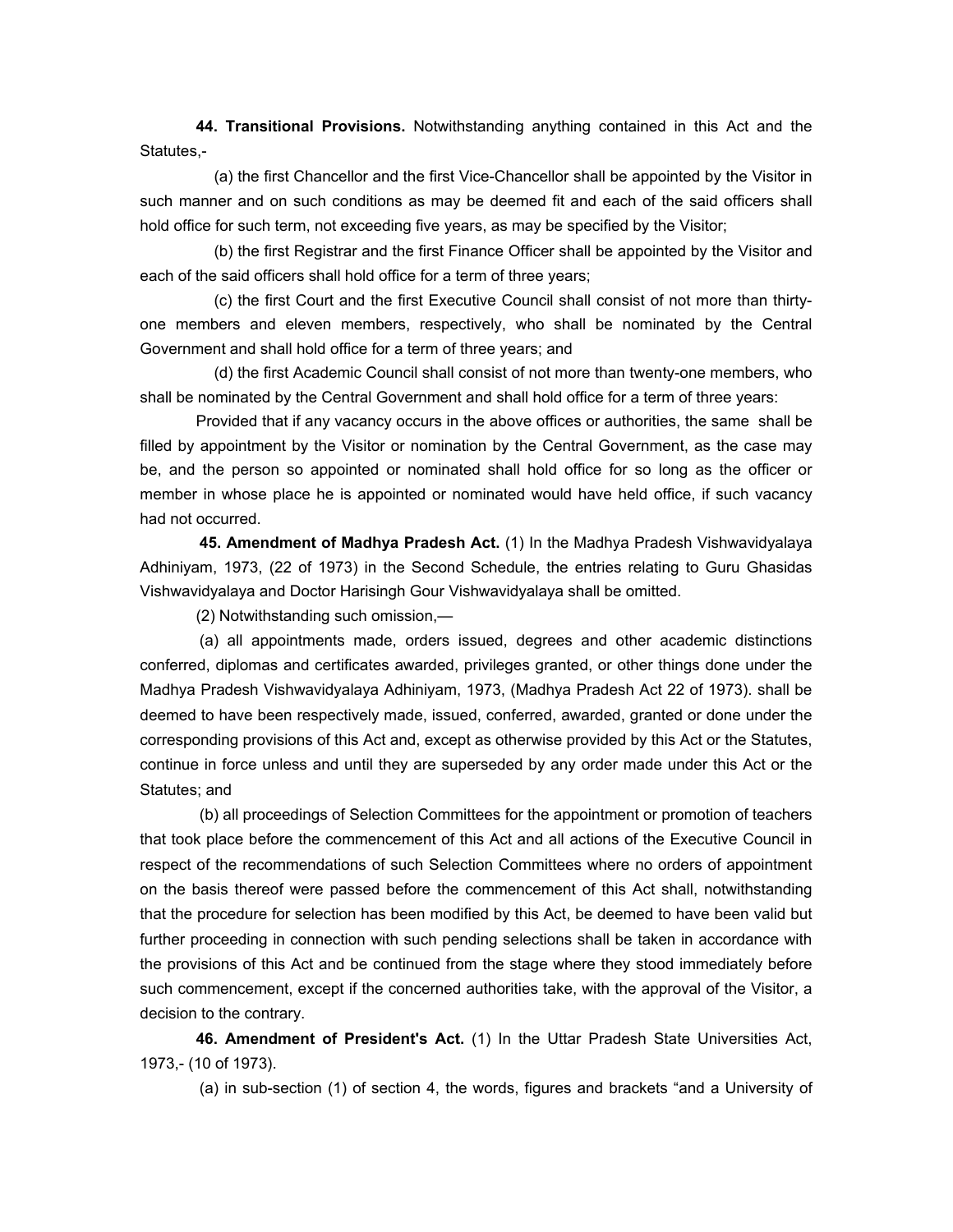**44. Transitional Provisions.** Notwithstanding anything contained in this Act and the Statutes,-

(a) the first Chancellor and the first Vice-Chancellor shall be appointed by the Visitor in such manner and on such conditions as may be deemed fit and each of the said officers shall hold office for such term, not exceeding five years, as may be specified by the Visitor;

(b) the first Registrar and the first Finance Officer shall be appointed by the Visitor and each of the said officers shall hold office for a term of three years;

(c) the first Court and the first Executive Council shall consist of not more than thirty-one members and eleven members, respectively, who shall be nominated by the Central Government and shall hold office for a term of three years; and

(d) the first Academic Council shall consist of not more than twenty-one members, who shall be nominated by the Central Government and shall hold office for a term of three years:

Provided that if any vacancy occurs in the above offices or authorities, the same shall be filled by appointment by the Visitor or nomination by the Central Government, as the case may be, and the person so appointed or nominated shall hold office for so long as the officer or member in whose place he is appointed or nominated would have held office, if such vacancy had not occurred.

**45. Amendment of Madhya Pradesh Act.** (1) In the Madhya Pradesh Vishwavidyalaya Adhiniyam, 1973, (22 of 1973) in the Second Schedule, the entries relating to Guru Ghasidas Vishwavidyalaya and Doctor Harisingh Gour Vishwavidyalaya shall be omitted.

(2) Notwithstanding such omission,—

(a) all appointments made, orders issued, degrees and other academic distinctions conferred, diplomas and certificates awarded, privileges granted, or other things done under the Madhya Pradesh Vishwavidyalaya Adhiniyam, 1973, (Madhya Pradesh Act 22 of 1973). shall be deemed to have been respectively made, issued, conferred, awarded, granted or done under the corresponding provisions of this Act and, except as otherwise provided by this Act or the Statutes, continue in force unless and until they are superseded by any order made under this Act or the Statutes; and

(b) all proceedings of Selection Committees for the appointment or promotion of teachers that took place before the commencement of this Act and all actions of the Executive Council in respect of the recommendations of such Selection Committees where no orders of appointment on the basis thereof were passed before the commencement of this Act shall, notwithstanding that the procedure for selection has been modified by this Act, be deemed to have been valid but further proceeding in connection with such pending selections shall be taken in accordance with the provisions of this Act and be continued from the stage where they stood immediately before such commencement, except if the concerned authorities take, with the approval of the Visitor, a decision to the contrary.

**46. Amendment of President's Act.** (1) In the Uttar Pradesh State Universities Act, 1973,- (10 of 1973).

(a) in sub-section (1) of section 4, the words, figures and brackets "and a University of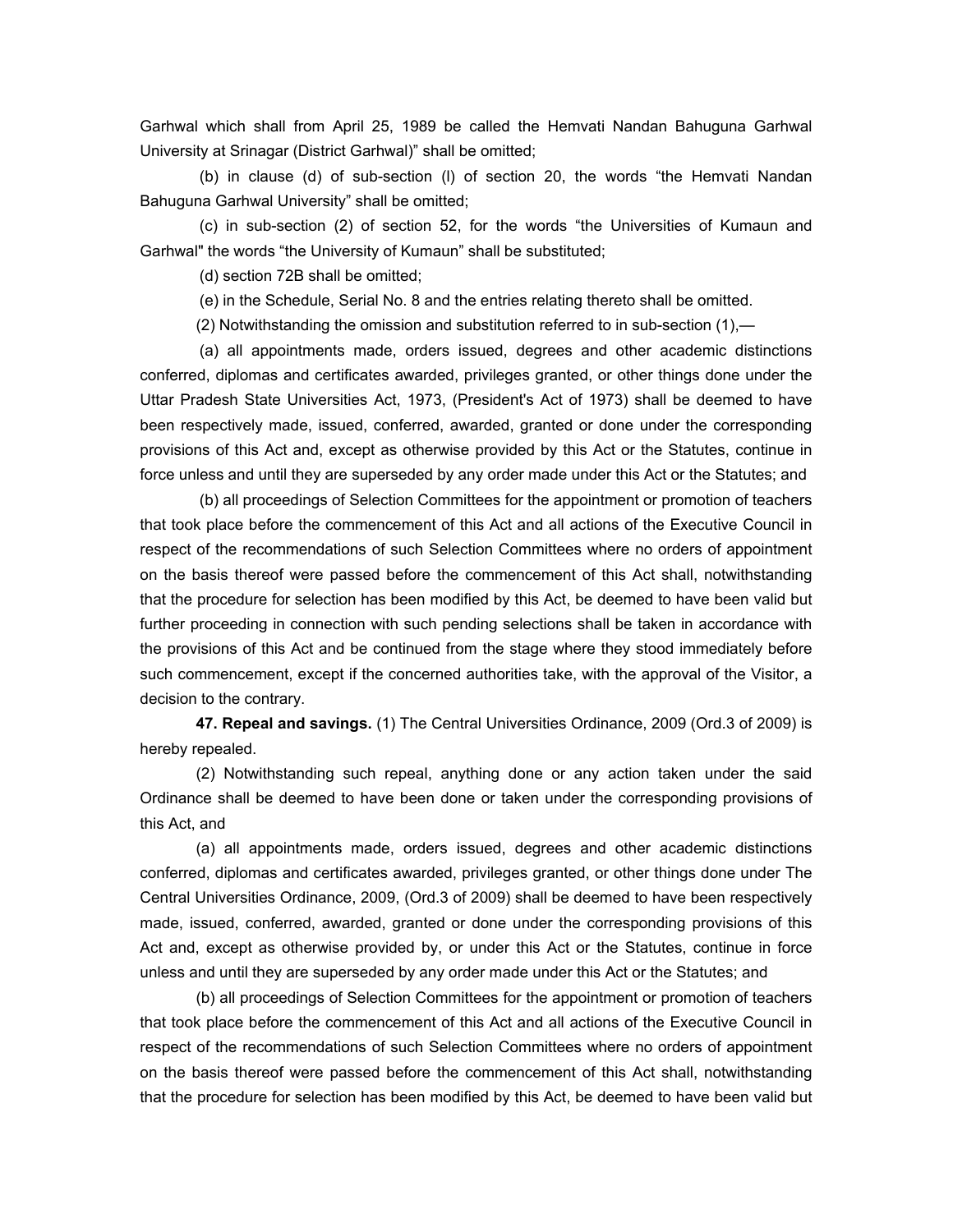Garhwal which shall from April 25, 1989 be called the Hemvati Nandan Bahuguna Garhwal University at Srinagar (District Garhwal)" shall be omitted;

(b) in clause (d) of sub-section (l) of section 20, the words "the Hemvati Nandan Bahuguna Garhwal University" shall be omitted;

(c) in sub-section (2) of section 52, for the words "the Universities of Kumaun and Garhwal" the words "the University of Kumaun" shall be substituted;

(d) section 72B shall be omitted;

(e) in the Schedule, Serial No. 8 and the entries relating thereto shall be omitted.

(2) Notwithstanding the omission and substitution referred to in sub-section (1),—

(a) all appointments made, orders issued, degrees and other academic distinctions conferred, diplomas and certificates awarded, privileges granted, or other things done under the Uttar Pradesh State Universities Act, 1973, (President's Act of 1973) shall be deemed to have been respectively made, issued, conferred, awarded, granted or done under the corresponding provisions of this Act and, except as otherwise provided by this Act or the Statutes, continue in force unless and until they are superseded by any order made under this Act or the Statutes; and

(b) all proceedings of Selection Committees for the appointment or promotion of teachers that took place before the commencement of this Act and all actions of the Executive Council in respect of the recommendations of such Selection Committees where no orders of appointment on the basis thereof were passed before the commencement of this Act shall, notwithstanding that the procedure for selection has been modified by this Act, be deemed to have been valid but further proceeding in connection with such pending selections shall be taken in accordance with the provisions of this Act and be continued from the stage where they stood immediately before such commencement, except if the concerned authorities take, with the approval of the Visitor, a decision to the contrary.

**47. Repeal and savings.** (1) The Central Universities Ordinance, 2009 (Ord.3 of 2009) is hereby repealed.

(2) Notwithstanding such repeal, anything done or any action taken under the said Ordinance shall be deemed to have been done or taken under the corresponding provisions of this Act, and

(a) all appointments made, orders issued, degrees and other academic distinctions conferred, diplomas and certificates awarded, privileges granted, or other things done under The Central Universities Ordinance, 2009, (Ord.3 of 2009) shall be deemed to have been respectively made, issued, conferred, awarded, granted or done under the corresponding provisions of this Act and, except as otherwise provided by, or under this Act or the Statutes, continue in force unless and until they are superseded by any order made under this Act or the Statutes; and

(b) all proceedings of Selection Committees for the appointment or promotion of teachers that took place before the commencement of this Act and all actions of the Executive Council in respect of the recommendations of such Selection Committees where no orders of appointment on the basis thereof were passed before the commencement of this Act shall, notwithstanding that the procedure for selection has been modified by this Act, be deemed to have been valid but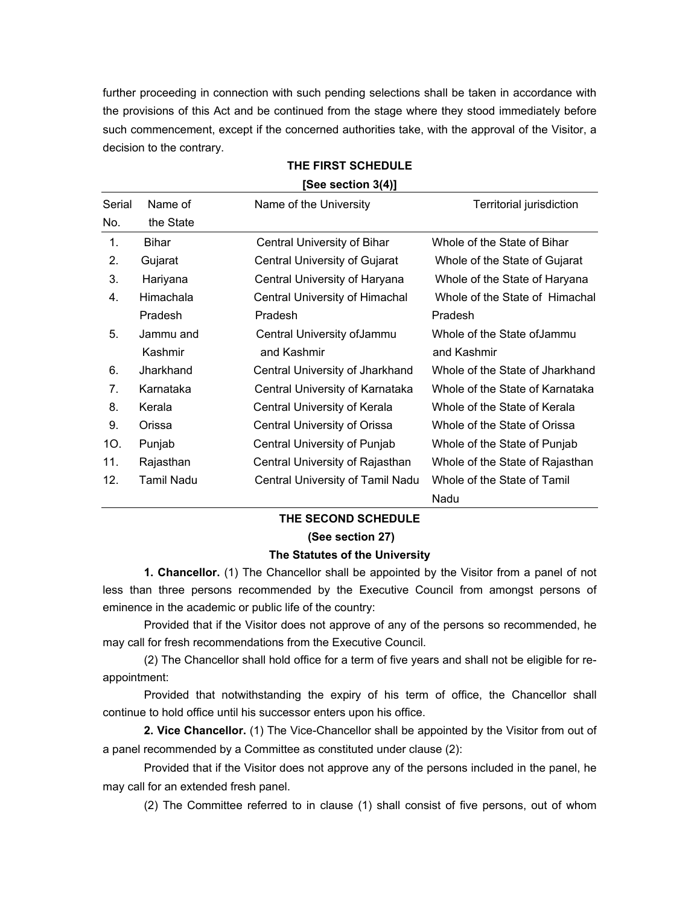further proceeding in connection with such pending selections shall be taken in accordance with the provisions of this Act and be continued from the stage where they stood immediately before such commencement, except if the concerned authorities take, with the approval of the Visitor, a decision to the contrary.

## THE FIRST SCHEDULE

**[See section 3(4)]**

| Serial No. | Name of the State | Name of the University | Territorial jurisdiction |
|---|---|---|---|
| 1. | Bihar | Central University of Bihar | Whole of the State of Bihar |
| 2. | Gujarat | Central University of Gujarat | Whole of the State of Gujarat |
| 3. | Hariyana | Central University of Haryana | Whole of the State of Haryana |
| 4. | Himachala Pradesh | Central University of Himachal Pradesh | Whole of the State of Himachal Pradesh |
| 5. | Jammu and Kashmir | Central University ofJammu and Kashmir | Whole of the State ofJammu and Kashmir |
| 6. | Jharkhand | Central University of Jharkhand | Whole of the State of Jharkhand |
| 7. | Karnataka | Central University of Karnataka | Whole of the State of Karnataka |
| 8. | Kerala | Central University of Kerala | Whole of the State of Kerala |
| 9. | Orissa | Central University of Orissa | Whole of the State of Orissa |
| 1O. | Punjab | Central University of Punjab | Whole of the State of Punjab |
| 11. | Rajasthan | Central University of Rajasthan | Whole of the State of Rajasthan |
| 12. | Tamil Nadu | Central University of Tamil Nadu | Whole of the State of Tamil Nadu |

## THE SECOND SCHEDULE

**(See section 27)**

### The Statutes of the University

**1. Chancellor.** (1) The Chancellor shall be appointed by the Visitor from a panel of not less than three persons recommended by the Executive Council from amongst persons of eminence in the academic or public life of the country:

Provided that if the Visitor does not approve of any of the persons so recommended, he may call for fresh recommendations from the Executive Council.

(2) The Chancellor shall hold office for a term of five years and shall not be eligible for re-appointment:

Provided that notwithstanding the expiry of his term of office, the Chancellor shall continue to hold office until his successor enters upon his office.

**2. Vice Chancellor.** (1) The Vice-Chancellor shall be appointed by the Visitor from out of a panel recommended by a Committee as constituted under clause (2):

Provided that if the Visitor does not approve any of the persons included in the panel, he may call for an extended fresh panel.

(2) The Committee referred to in clause (1) shall consist of five persons, out of whom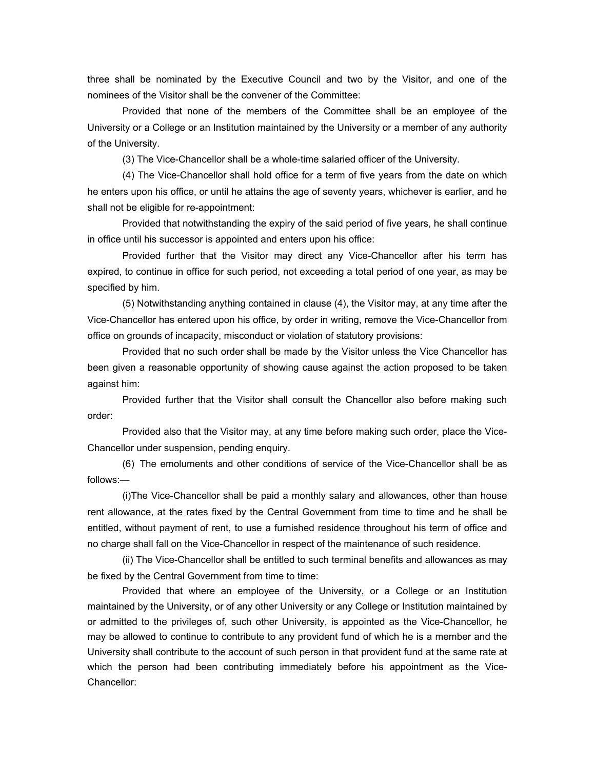three shall be nominated by the Executive Council and two by the Visitor, and one of the nominees of the Visitor shall be the convener of the Committee:

Provided that none of the members of the Committee shall be an employee of the University or a College or an Institution maintained by the University or a member of any authority of the University.

(3) The Vice-Chancellor shall be a whole-time salaried officer of the University.

(4) The Vice-Chancellor shall hold office for a term of five years from the date on which he enters upon his office, or until he attains the age of seventy years, whichever is earlier, and he shall not be eligible for re-appointment:

Provided that notwithstanding the expiry of the said period of five years, he shall continue in office until his successor is appointed and enters upon his office:

Provided further that the Visitor may direct any Vice-Chancellor after his term has expired, to continue in office for such period, not exceeding a total period of one year, as may be specified by him.

(5) Notwithstanding anything contained in clause (4), the Visitor may, at any time after the Vice-Chancellor has entered upon his office, by order in writing, remove the Vice-Chancellor from office on grounds of incapacity, misconduct or violation of statutory provisions:

Provided that no such order shall be made by the Visitor unless the Vice Chancellor has been given a reasonable opportunity of showing cause against the action proposed to be taken against him:

Provided further that the Visitor shall consult the Chancellor also before making such order:

Provided also that the Visitor may, at any time before making such order, place the Vice-Chancellor under suspension, pending enquiry.

(6) The emoluments and other conditions of service of the Vice-Chancellor shall be as follows:—

(i)The Vice-Chancellor shall be paid a monthly salary and allowances, other than house rent allowance, at the rates fixed by the Central Government from time to time and he shall be entitled, without payment of rent, to use a furnished residence throughout his term of office and no charge shall fall on the Vice-Chancellor in respect of the maintenance of such residence.

(ii) The Vice-Chancellor shall be entitled to such terminal benefits and allowances as may be fixed by the Central Government from time to time:

Provided that where an employee of the University, or a College or an Institution maintained by the University, or of any other University or any College or Institution maintained by or admitted to the privileges of, such other University, is appointed as the Vice-Chancellor, he may be allowed to continue to contribute to any provident fund of which he is a member and the University shall contribute to the account of such person in that provident fund at the same rate at which the person had been contributing immediately before his appointment as the Vice-Chancellor: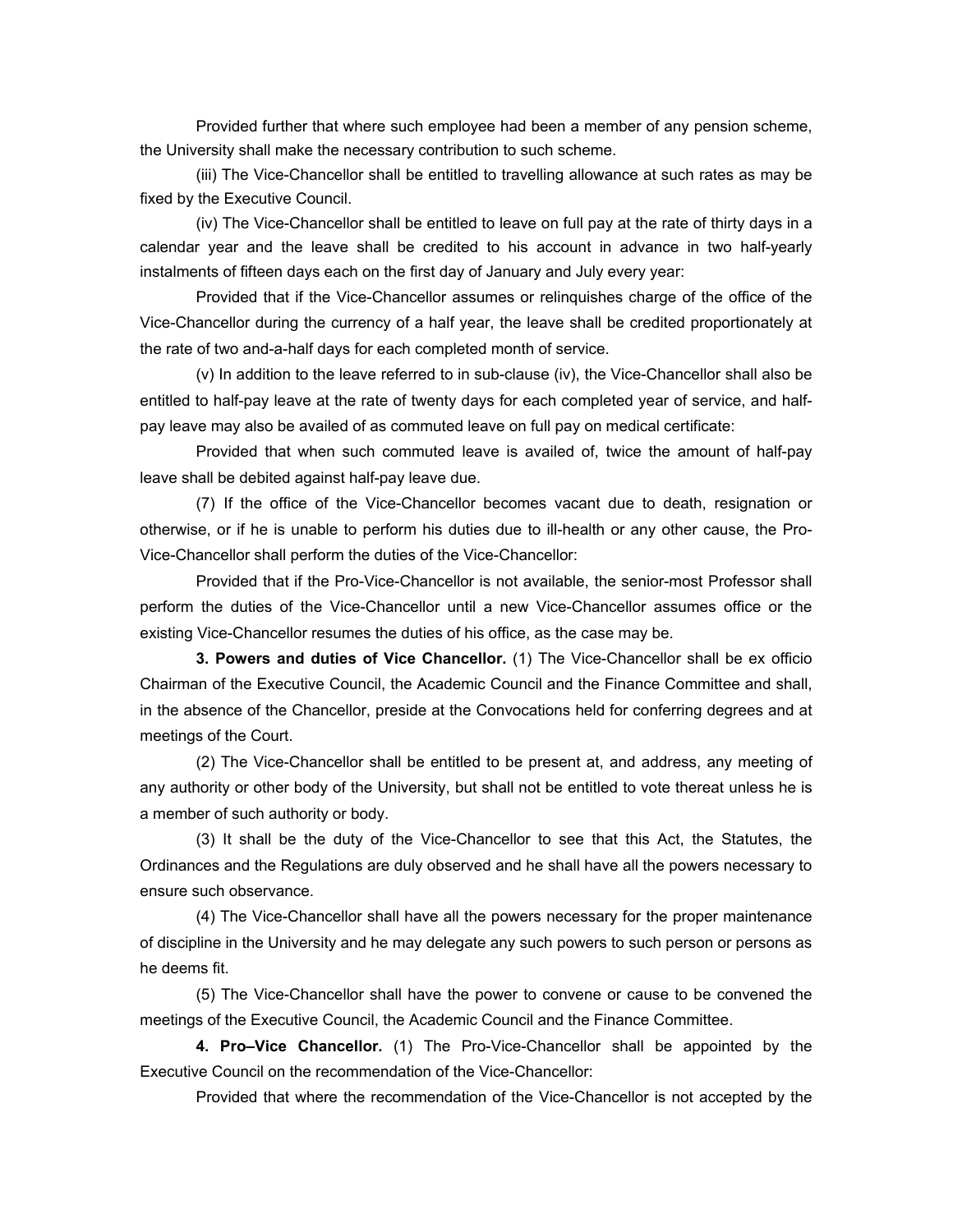Provided further that where such employee had been a member of any pension scheme, the University shall make the necessary contribution to such scheme.

(iii) The Vice-Chancellor shall be entitled to travelling allowance at such rates as may be fixed by the Executive Council.

(iv) The Vice-Chancellor shall be entitled to leave on full pay at the rate of thirty days in a calendar year and the leave shall be credited to his account in advance in two half-yearly instalments of fifteen days each on the first day of January and July every year:

Provided that if the Vice-Chancellor assumes or relinquishes charge of the office of the Vice-Chancellor during the currency of a half year, the leave shall be credited proportionately at the rate of two and-a-half days for each completed month of service.

(v) In addition to the leave referred to in sub-clause (iv), the Vice-Chancellor shall also be entitled to half-pay leave at the rate of twenty days for each completed year of service, and half-pay leave may also be availed of as commuted leave on full pay on medical certificate:

Provided that when such commuted leave is availed of, twice the amount of half-pay leave shall be debited against half-pay leave due.

(7) If the office of the Vice-Chancellor becomes vacant due to death, resignation or otherwise, or if he is unable to perform his duties due to ill-health or any other cause, the Pro-Vice-Chancellor shall perform the duties of the Vice-Chancellor:

Provided that if the Pro-Vice-Chancellor is not available, the senior-most Professor shall perform the duties of the Vice-Chancellor until a new Vice-Chancellor assumes office or the existing Vice-Chancellor resumes the duties of his office, as the case may be.

**3. Powers and duties of Vice Chancellor.** (1) The Vice-Chancellor shall be ex officio Chairman of the Executive Council, the Academic Council and the Finance Committee and shall, in the absence of the Chancellor, preside at the Convocations held for conferring degrees and at meetings of the Court.

(2) The Vice-Chancellor shall be entitled to be present at, and address, any meeting of any authority or other body of the University, but shall not be entitled to vote thereat unless he is a member of such authority or body.

(3) It shall be the duty of the Vice-Chancellor to see that this Act, the Statutes, the Ordinances and the Regulations are duly observed and he shall have all the powers necessary to ensure such observance.

(4) The Vice-Chancellor shall have all the powers necessary for the proper maintenance of discipline in the University and he may delegate any such powers to such person or persons as he deems fit.

(5) The Vice-Chancellor shall have the power to convene or cause to be convened the meetings of the Executive Council, the Academic Council and the Finance Committee.

**4. Pro–Vice Chancellor.** (1) The Pro-Vice-Chancellor shall be appointed by the Executive Council on the recommendation of the Vice-Chancellor:

Provided that where the recommendation of the Vice-Chancellor is not accepted by the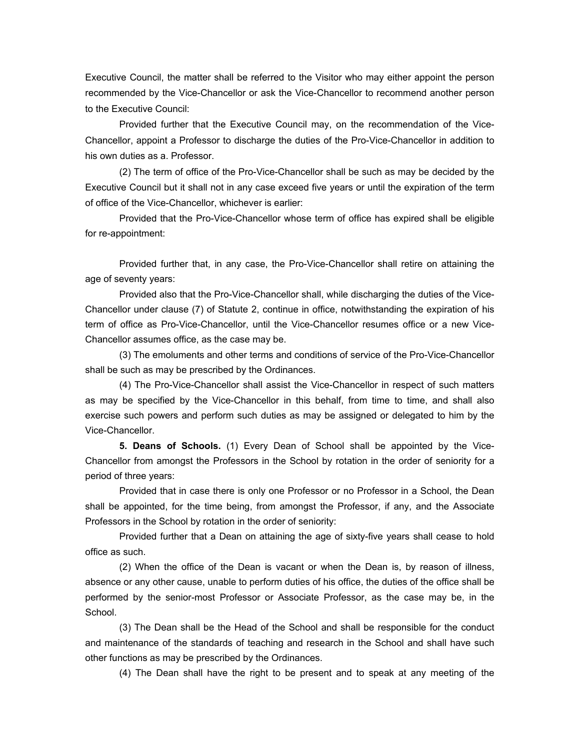Executive Council, the matter shall be referred to the Visitor who may either appoint the person recommended by the Vice-Chancellor or ask the Vice-Chancellor to recommend another person to the Executive Council:

Provided further that the Executive Council may, on the recommendation of the Vice-Chancellor, appoint a Professor to discharge the duties of the Pro-Vice-Chancellor in addition to his own duties as a. Professor.

(2) The term of office of the Pro-Vice-Chancellor shall be such as may be decided by the Executive Council but it shall not in any case exceed five years or until the expiration of the term of office of the Vice-Chancellor, whichever is earlier:

Provided that the Pro-Vice-Chancellor whose term of office has expired shall be eligible for re-appointment:

Provided further that, in any case, the Pro-Vice-Chancellor shall retire on attaining the age of seventy years:

Provided also that the Pro-Vice-Chancellor shall, while discharging the duties of the Vice-Chancellor under clause (7) of Statute 2, continue in office, notwithstanding the expiration of his term of office as Pro-Vice-Chancellor, until the Vice-Chancellor resumes office or a new Vice-Chancellor assumes office, as the case may be.

(3) The emoluments and other terms and conditions of service of the Pro-Vice-Chancellor shall be such as may be prescribed by the Ordinances.

(4) The Pro-Vice-Chancellor shall assist the Vice-Chancellor in respect of such matters as may be specified by the Vice-Chancellor in this behalf, from time to time, and shall also exercise such powers and perform such duties as may be assigned or delegated to him by the Vice-Chancellor.

**5. Deans of Schools.** (1) Every Dean of School shall be appointed by the Vice-Chancellor from amongst the Professors in the School by rotation in the order of seniority for a period of three years:

Provided that in case there is only one Professor or no Professor in a School, the Dean shall be appointed, for the time being, from amongst the Professor, if any, and the Associate Professors in the School by rotation in the order of seniority:

Provided further that a Dean on attaining the age of sixty-five years shall cease to hold office as such.

(2) When the office of the Dean is vacant or when the Dean is, by reason of illness, absence or any other cause, unable to perform duties of his office, the duties of the office shall be performed by the senior-most Professor or Associate Professor, as the case may be, in the School.

(3) The Dean shall be the Head of the School and shall be responsible for the conduct and maintenance of the standards of teaching and research in the School and shall have such other functions as may be prescribed by the Ordinances.

(4) The Dean shall have the right to be present and to speak at any meeting of the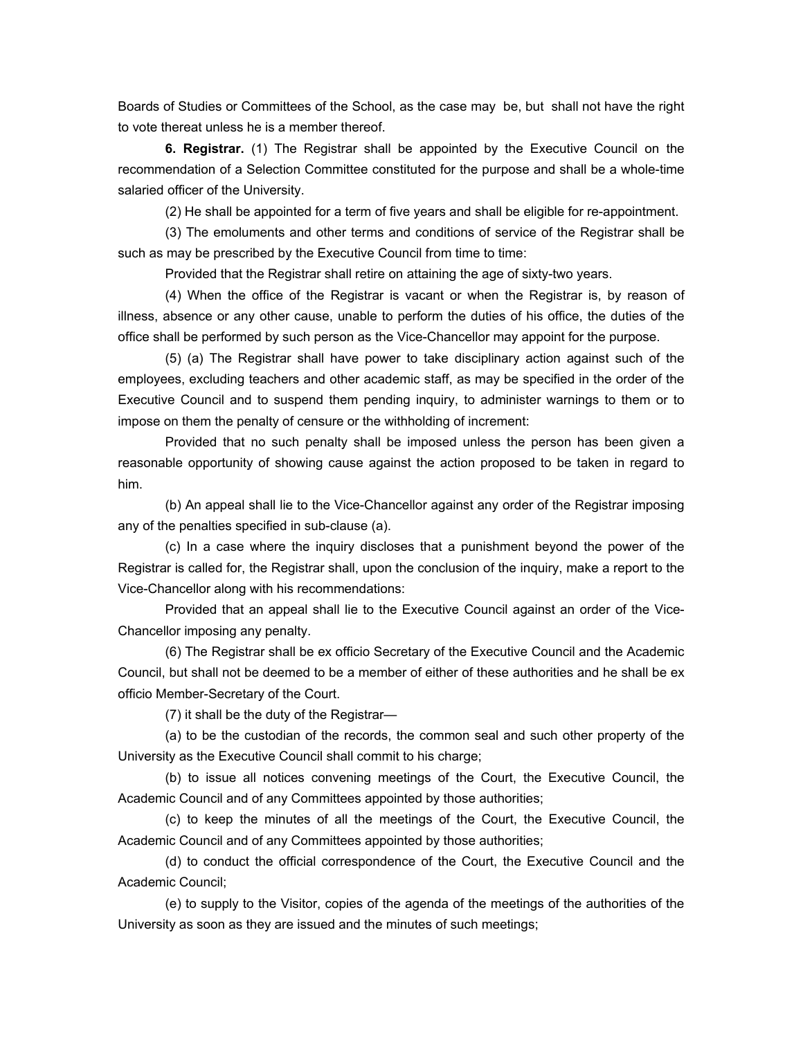Boards of Studies or Committees of the School, as the case may be, but shall not have the right to vote thereat unless he is a member thereof.

**6. Registrar.** (1) The Registrar shall be appointed by the Executive Council on the recommendation of a Selection Committee constituted for the purpose and shall be a whole-time salaried officer of the University.

(2) He shall be appointed for a term of five years and shall be eligible for re-appointment.

(3) The emoluments and other terms and conditions of service of the Registrar shall be such as may be prescribed by the Executive Council from time to time:

Provided that the Registrar shall retire on attaining the age of sixty-two years.

(4) When the office of the Registrar is vacant or when the Registrar is, by reason of illness, absence or any other cause, unable to perform the duties of his office, the duties of the office shall be performed by such person as the Vice-Chancellor may appoint for the purpose.

(5) (a) The Registrar shall have power to take disciplinary action against such of the employees, excluding teachers and other academic staff, as may be specified in the order of the Executive Council and to suspend them pending inquiry, to administer warnings to them or to impose on them the penalty of censure or the withholding of increment:

Provided that no such penalty shall be imposed unless the person has been given a reasonable opportunity of showing cause against the action proposed to be taken in regard to him.

(b) An appeal shall lie to the Vice-Chancellor against any order of the Registrar imposing any of the penalties specified in sub-clause (a).

(c) In a case where the inquiry discloses that a punishment beyond the power of the Registrar is called for, the Registrar shall, upon the conclusion of the inquiry, make a report to the Vice-Chancellor along with his recommendations:

Provided that an appeal shall lie to the Executive Council against an order of the Vice-Chancellor imposing any penalty.

(6) The Registrar shall be ex officio Secretary of the Executive Council and the Academic Council, but shall not be deemed to be a member of either of these authorities and he shall be ex officio Member-Secretary of the Court.

(7) it shall be the duty of the Registrar—

(a) to be the custodian of the records, the common seal and such other property of the University as the Executive Council shall commit to his charge;

(b) to issue all notices convening meetings of the Court, the Executive Council, the Academic Council and of any Committees appointed by those authorities;

(c) to keep the minutes of all the meetings of the Court, the Executive Council, the Academic Council and of any Committees appointed by those authorities;

(d) to conduct the official correspondence of the Court, the Executive Council and the Academic Council;

(e) to supply to the Visitor, copies of the agenda of the meetings of the authorities of the University as soon as they are issued and the minutes of such meetings;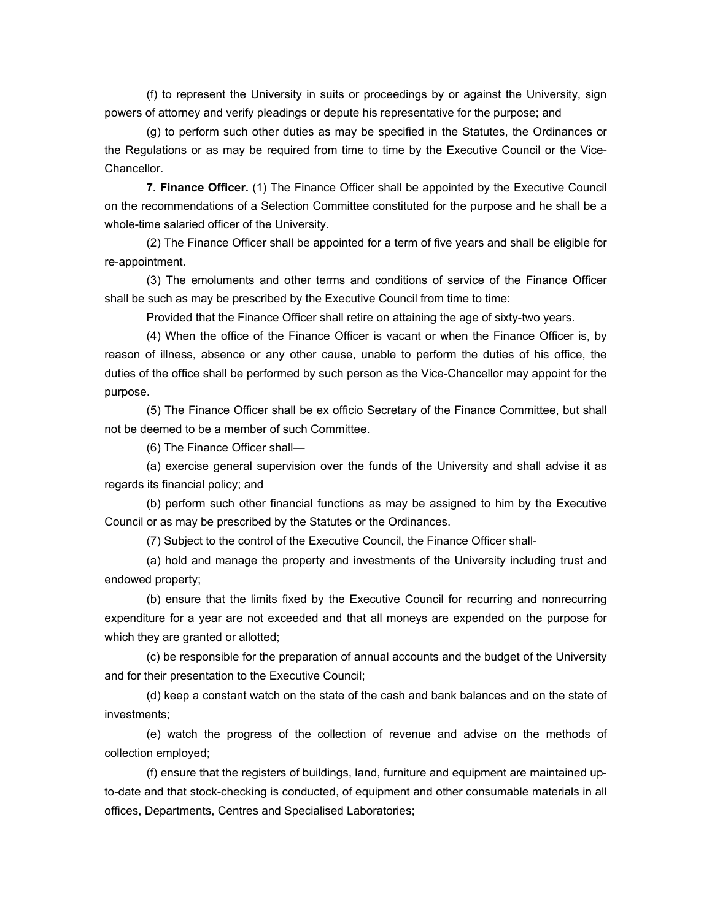(f) to represent the University in suits or proceedings by or against the University, sign powers of attorney and verify pleadings or depute his representative for the purpose; and

(g) to perform such other duties as may be specified in the Statutes, the Ordinances or the Regulations or as may be required from time to time by the Executive Council or the Vice-Chancellor.

**7. Finance Officer.** (1) The Finance Officer shall be appointed by the Executive Council on the recommendations of a Selection Committee constituted for the purpose and he shall be a whole-time salaried officer of the University.

(2) The Finance Officer shall be appointed for a term of five years and shall be eligible for re-appointment.

(3) The emoluments and other terms and conditions of service of the Finance Officer shall be such as may be prescribed by the Executive Council from time to time:

Provided that the Finance Officer shall retire on attaining the age of sixty-two years.

(4) When the office of the Finance Officer is vacant or when the Finance Officer is, by reason of illness, absence or any other cause, unable to perform the duties of his office, the duties of the office shall be performed by such person as the Vice-Chancellor may appoint for the purpose.

(5) The Finance Officer shall be ex officio Secretary of the Finance Committee, but shall not be deemed to be a member of such Committee.

(6) The Finance Officer shall—

(a) exercise general supervision over the funds of the University and shall advise it as regards its financial policy; and

(b) perform such other financial functions as may be assigned to him by the Executive Council or as may be prescribed by the Statutes or the Ordinances.

(7) Subject to the control of the Executive Council, the Finance Officer shall-

(a) hold and manage the property and investments of the University including trust and endowed property;

(b) ensure that the limits fixed by the Executive Council for recurring and nonrecurring expenditure for a year are not exceeded and that all moneys are expended on the purpose for which they are granted or allotted;

(c) be responsible for the preparation of annual accounts and the budget of the University and for their presentation to the Executive Council;

(d) keep a constant watch on the state of the cash and bank balances and on the state of investments;

(e) watch the progress of the collection of revenue and advise on the methods of collection employed;

(f) ensure that the registers of buildings, land, furniture and equipment are maintained up-to-date and that stock-checking is conducted, of equipment and other consumable materials in all offices, Departments, Centres and Specialised Laboratories;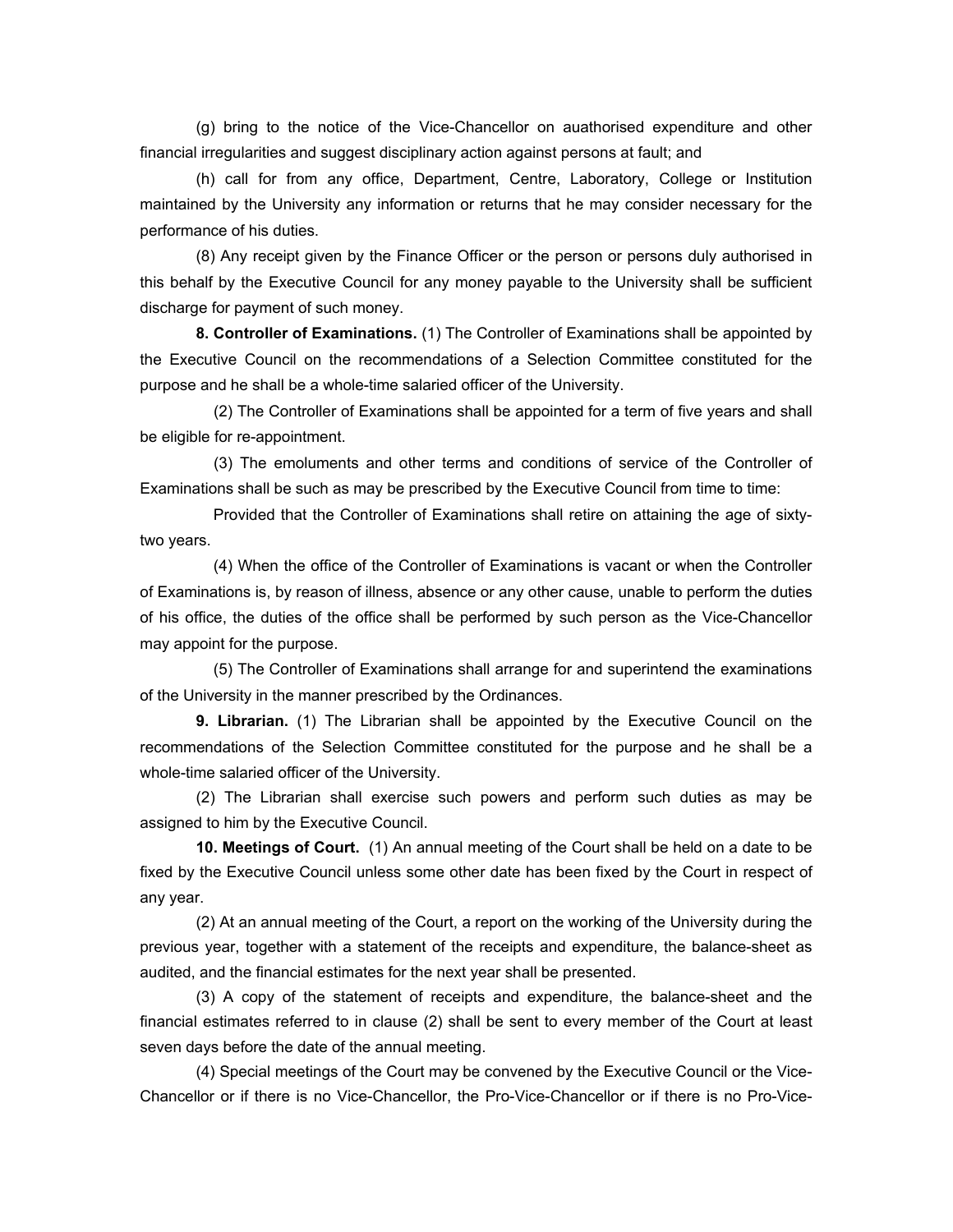(g) bring to the notice of the Vice-Chancellor on auathorised expenditure and other financial irregularities and suggest disciplinary action against persons at fault; and

(h) call for from any office, Department, Centre, Laboratory, College or Institution maintained by the University any information or returns that he may consider necessary for the performance of his duties.

(8) Any receipt given by the Finance Officer or the person or persons duly authorised in this behalf by the Executive Council for any money payable to the University shall be sufficient discharge for payment of such money.

**8. Controller of Examinations.** (1) The Controller of Examinations shall be appointed by the Executive Council on the recommendations of a Selection Committee constituted for the purpose and he shall be a whole-time salaried officer of the University.

(2) The Controller of Examinations shall be appointed for a term of five years and shall be eligible for re-appointment.

(3) The emoluments and other terms and conditions of service of the Controller of Examinations shall be such as may be prescribed by the Executive Council from time to time:

Provided that the Controller of Examinations shall retire on attaining the age of sixty-two years.

(4) When the office of the Controller of Examinations is vacant or when the Controller of Examinations is, by reason of illness, absence or any other cause, unable to perform the duties of his office, the duties of the office shall be performed by such person as the Vice-Chancellor may appoint for the purpose.

(5) The Controller of Examinations shall arrange for and superintend the examinations of the University in the manner prescribed by the Ordinances.

**9. Librarian.** (1) The Librarian shall be appointed by the Executive Council on the recommendations of the Selection Committee constituted for the purpose and he shall be a whole-time salaried officer of the University.

(2) The Librarian shall exercise such powers and perform such duties as may be assigned to him by the Executive Council.

**10. Meetings of Court.** (1) An annual meeting of the Court shall be held on a date to be fixed by the Executive Council unless some other date has been fixed by the Court in respect of any year.

(2) At an annual meeting of the Court, a report on the working of the University during the previous year, together with a statement of the receipts and expenditure, the balance-sheet as audited, and the financial estimates for the next year shall be presented.

(3) A copy of the statement of receipts and expenditure, the balance-sheet and the financial estimates referred to in clause (2) shall be sent to every member of the Court at least seven days before the date of the annual meeting.

(4) Special meetings of the Court may be convened by the Executive Council or the Vice-Chancellor or if there is no Vice-Chancellor, the Pro-Vice-Chancellor or if there is no Pro-Vice-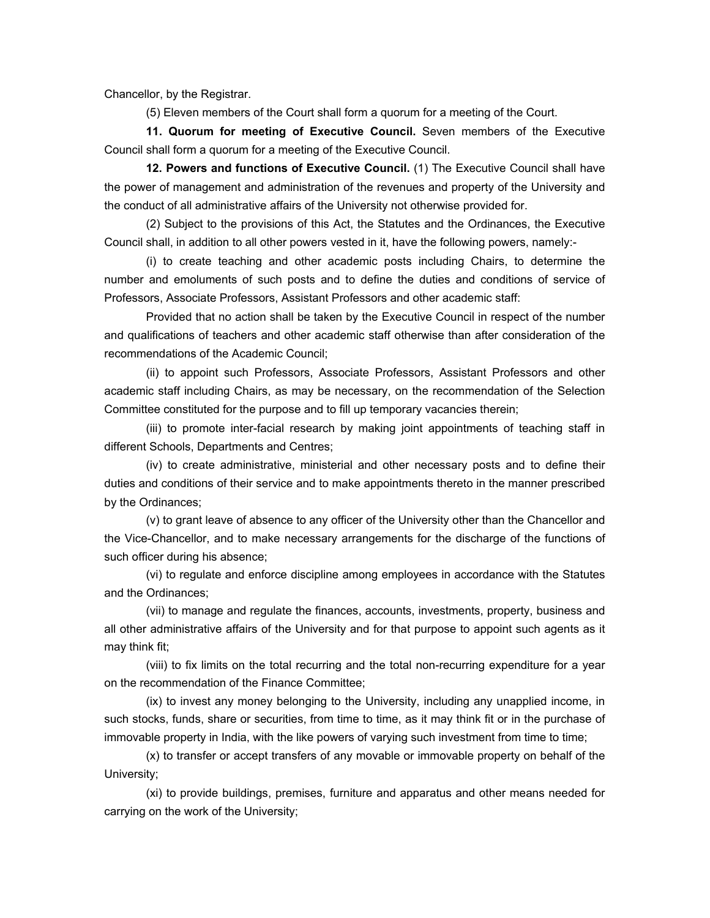Chancellor, by the Registrar.

(5) Eleven members of the Court shall form a quorum for a meeting of the Court.

**11. Quorum for meeting of Executive Council.** Seven members of the Executive Council shall form a quorum for a meeting of the Executive Council.

**12. Powers and functions of Executive Council.** (1) The Executive Council shall have the power of management and administration of the revenues and property of the University and the conduct of all administrative affairs of the University not otherwise provided for.

(2) Subject to the provisions of this Act, the Statutes and the Ordinances, the Executive Council shall, in addition to all other powers vested in it, have the following powers, namely:-

(i) to create teaching and other academic posts including Chairs, to determine the number and emoluments of such posts and to define the duties and conditions of service of Professors, Associate Professors, Assistant Professors and other academic staff:

Provided that no action shall be taken by the Executive Council in respect of the number and qualifications of teachers and other academic staff otherwise than after consideration of the recommendations of the Academic Council;

(ii) to appoint such Professors, Associate Professors, Assistant Professors and other academic staff including Chairs, as may be necessary, on the recommendation of the Selection Committee constituted for the purpose and to fill up temporary vacancies therein;

(iii) to promote inter-facial research by making joint appointments of teaching staff in different Schools, Departments and Centres;

(iv) to create administrative, ministerial and other necessary posts and to define their duties and conditions of their service and to make appointments thereto in the manner prescribed by the Ordinances;

(v) to grant leave of absence to any officer of the University other than the Chancellor and the Vice-Chancellor, and to make necessary arrangements for the discharge of the functions of such officer during his absence;

(vi) to regulate and enforce discipline among employees in accordance with the Statutes and the Ordinances;

(vii) to manage and regulate the finances, accounts, investments, property, business and all other administrative affairs of the University and for that purpose to appoint such agents as it may think fit;

(viii) to fix limits on the total recurring and the total non-recurring expenditure for a year on the recommendation of the Finance Committee;

(ix) to invest any money belonging to the University, including any unapplied income, in such stocks, funds, share or securities, from time to time, as it may think fit or in the purchase of immovable property in India, with the like powers of varying such investment from time to time;

(x) to transfer or accept transfers of any movable or immovable property on behalf of the University;

(xi) to provide buildings, premises, furniture and apparatus and other means needed for carrying on the work of the University;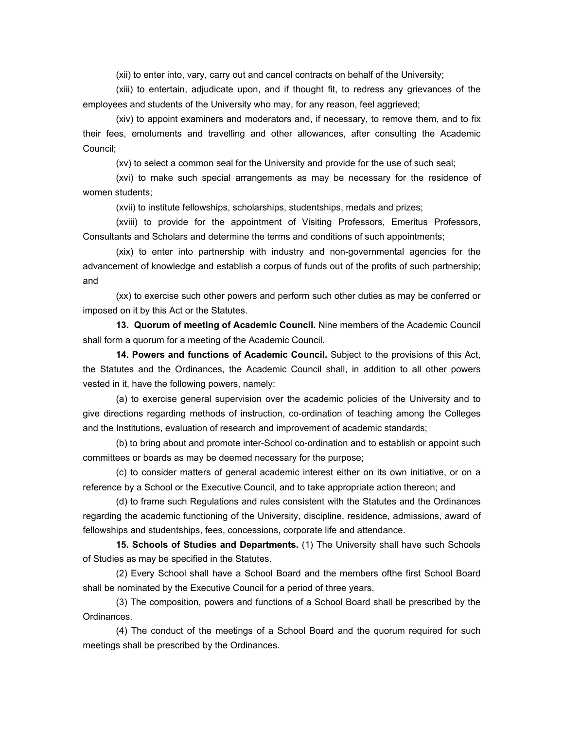(xii) to enter into, vary, carry out and cancel contracts on behalf of the University;

(xiii) to entertain, adjudicate upon, and if thought fit, to redress any grievances of the employees and students of the University who may, for any reason, feel aggrieved;

(xiv) to appoint examiners and moderators and, if necessary, to remove them, and to fix their fees, emoluments and travelling and other allowances, after consulting the Academic Council;

(xv) to select a common seal for the University and provide for the use of such seal;

(xvi) to make such special arrangements as may be necessary for the residence of women students;

(xvii) to institute fellowships, scholarships, studentships, medals and prizes;

(xviii) to provide for the appointment of Visiting Professors, Emeritus Professors, Consultants and Scholars and determine the terms and conditions of such appointments;

(xix) to enter into partnership with industry and non-governmental agencies for the advancement of knowledge and establish a corpus of funds out of the profits of such partnership; and

(xx) to exercise such other powers and perform such other duties as may be conferred or imposed on it by this Act or the Statutes.

**13. Quorum of meeting of Academic Council.** Nine members of the Academic Council shall form a quorum for a meeting of the Academic Council.

**14. Powers and functions of Academic Council.** Subject to the provisions of this Act, the Statutes and the Ordinances, the Academic Council shall, in addition to all other powers vested in it, have the following powers, namely:

(a) to exercise general supervision over the academic policies of the University and to give directions regarding methods of instruction, co-ordination of teaching among the Colleges and the Institutions, evaluation of research and improvement of academic standards;

(b) to bring about and promote inter-School co-ordination and to establish or appoint such committees or boards as may be deemed necessary for the purpose;

(c) to consider matters of general academic interest either on its own initiative, or on a reference by a School or the Executive Council, and to take appropriate action thereon; and

(d) to frame such Regulations and rules consistent with the Statutes and the Ordinances regarding the academic functioning of the University, discipline, residence, admissions, award of fellowships and studentships, fees, concessions, corporate life and attendance.

**15. Schools of Studies and Departments.** (1) The University shall have such Schools of Studies as may be specified in the Statutes.

(2) Every School shall have a School Board and the members ofthe first School Board shall be nominated by the Executive Council for a period of three years.

(3) The composition, powers and functions of a School Board shall be prescribed by the Ordinances.

(4) The conduct of the meetings of a School Board and the quorum required for such meetings shall be prescribed by the Ordinances.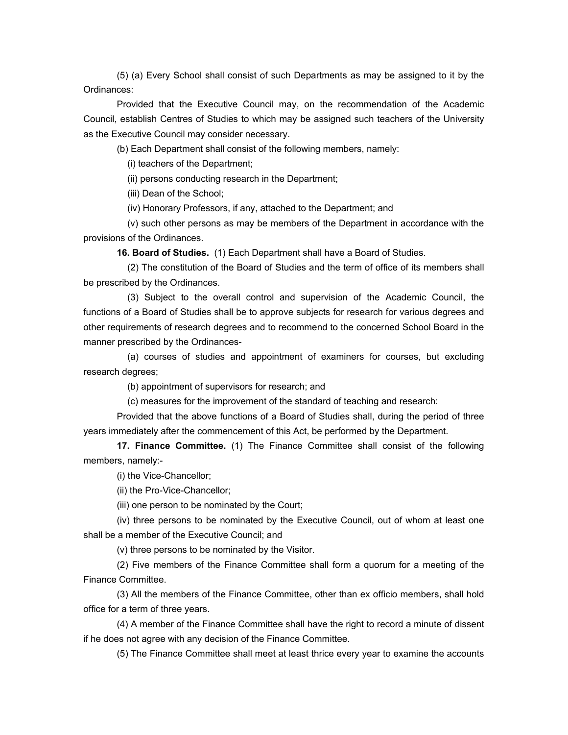(5) (a) Every School shall consist of such Departments as may be assigned to it by the Ordinances:

Provided that the Executive Council may, on the recommendation of the Academic Council, establish Centres of Studies to which may be assigned such teachers of the University as the Executive Council may consider necessary.

(b) Each Department shall consist of the following members, namely:

(i) teachers of the Department;

(ii) persons conducting research in the Department;

(iii) Dean of the School;

(iv) Honorary Professors, if any, attached to the Department; and

(v) such other persons as may be members of the Department in accordance with the provisions of the Ordinances.

**16. Board of Studies.** (1) Each Department shall have a Board of Studies.

(2) The constitution of the Board of Studies and the term of office of its members shall be prescribed by the Ordinances.

(3) Subject to the overall control and supervision of the Academic Council, the functions of a Board of Studies shall be to approve subjects for research for various degrees and other requirements of research degrees and to recommend to the concerned School Board in the manner prescribed by the Ordinances-

(a) courses of studies and appointment of examiners for courses, but excluding research degrees;

(b) appointment of supervisors for research; and

(c) measures for the improvement of the standard of teaching and research:

Provided that the above functions of a Board of Studies shall, during the period of three years immediately after the commencement of this Act, be performed by the Department.

**17. Finance Committee.** (1) The Finance Committee shall consist of the following members, namely:-

(i) the Vice-Chancellor;

(ii) the Pro-Vice-Chancellor;

(iii) one person to be nominated by the Court;

(iv) three persons to be nominated by the Executive Council, out of whom at least one shall be a member of the Executive Council; and

(v) three persons to be nominated by the Visitor.

(2) Five members of the Finance Committee shall form a quorum for a meeting of the Finance Committee.

(3) All the members of the Finance Committee, other than ex officio members, shall hold office for a term of three years.

(4) A member of the Finance Committee shall have the right to record a minute of dissent if he does not agree with any decision of the Finance Committee.

(5) The Finance Committee shall meet at least thrice every year to examine the accounts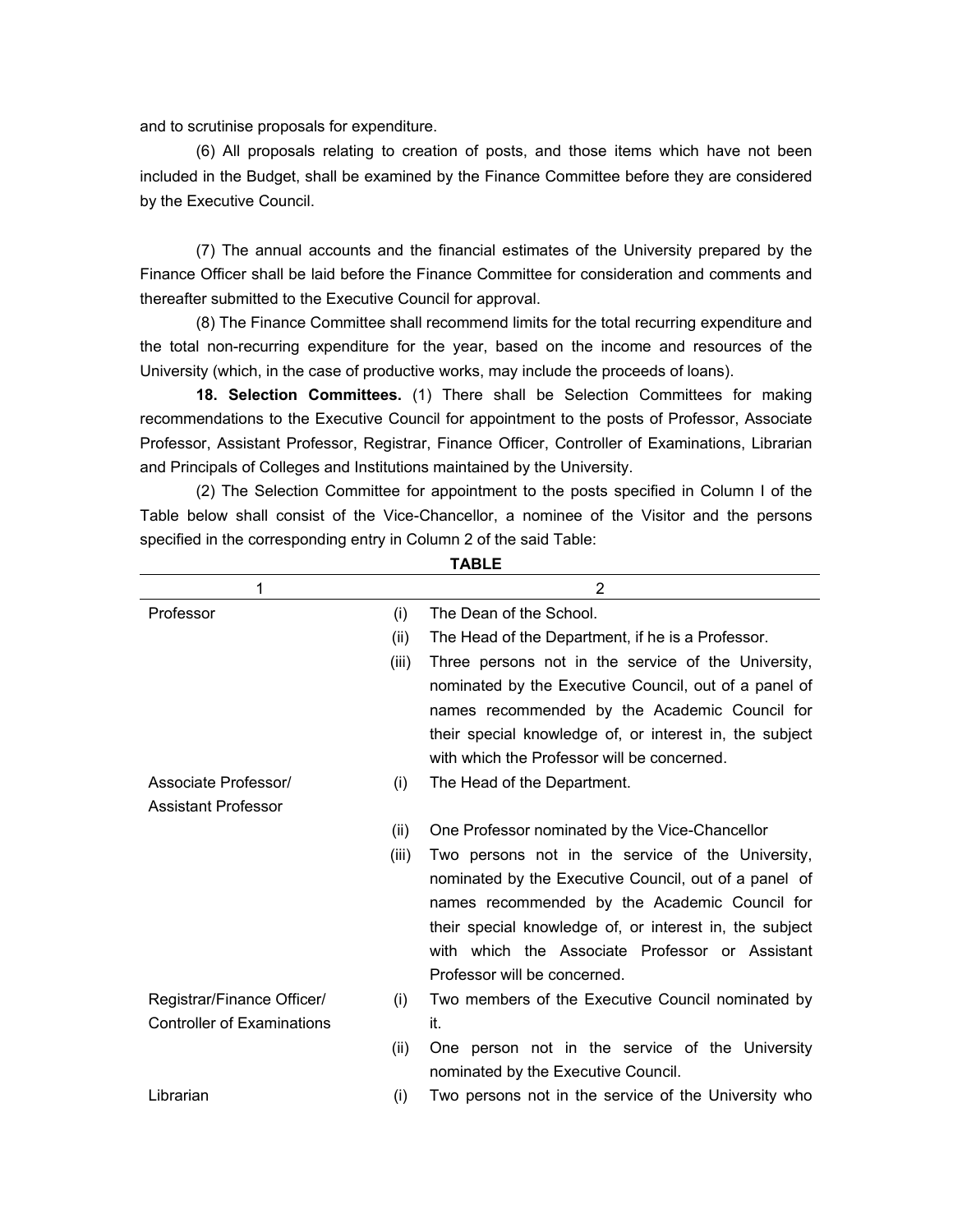and to scrutinise proposals for expenditure.

(6) All proposals relating to creation of posts, and those items which have not been included in the Budget, shall be examined by the Finance Committee before they are considered by the Executive Council.

(7) The annual accounts and the financial estimates of the University prepared by the Finance Officer shall be laid before the Finance Committee for consideration and comments and thereafter submitted to the Executive Council for approval.

(8) The Finance Committee shall recommend limits for the total recurring expenditure and the total non-recurring expenditure for the year, based on the income and resources of the University (which, in the case of productive works, may include the proceeds of loans).

**18. Selection Committees.** (1) There shall be Selection Committees for making recommendations to the Executive Council for appointment to the posts of Professor, Associate Professor, Assistant Professor, Registrar, Finance Officer, Controller of Examinations, Librarian and Principals of Colleges and Institutions maintained by the University.

(2) The Selection Committee for appointment to the posts specified in Column I of the Table below shall consist of the Vice-Chancellor, a nominee of the Visitor and the persons specified in the corresponding entry in Column 2 of the said Table:

**TABLE**

| 1 | | 2 |
|---|---|---|
| Professor | (i) | The Dean of the School. |
| | (ii) | The Head of the Department, if he is a Professor. |
| | (iii) | Three persons not in the service of the University, nominated by the Executive Council, out of a panel of names recommended by the Academic Council for their special knowledge of, or interest in, the subject with which the Professor will be concerned. |
| Associate Professor/ Assistant Professor | (i) | The Head of the Department. |
| | (ii) | One Professor nominated by the Vice-Chancellor |
| | (iii) | Two persons not in the service of the University, nominated by the Executive Council, out of a panel of names recommended by the Academic Council for their special knowledge of, or interest in, the subject with which the Associate Professor or Assistant Professor will be concerned. |
| Registrar/Finance Officer/ Controller of Examinations | (i) | Two members of the Executive Council nominated by it. |
| | (ii) | One person not in the service of the University nominated by the Executive Council. |
| Librarian | (i) | Two persons not in the service of the University who |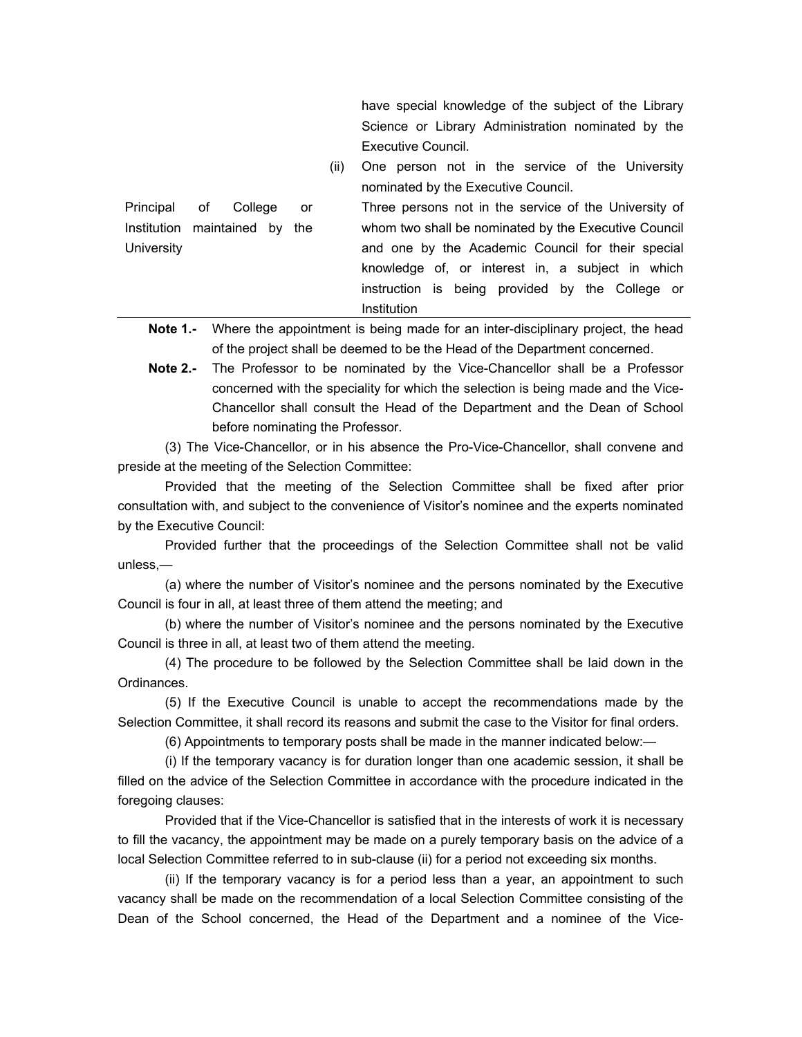| | | |
|---|---|---|
| | | have special knowledge of the subject of the Library Science or Library Administration nominated by the Executive Council. |
| | (ii) | One person not in the service of the University nominated by the Executive Council. |
| Principal of College or Institution maintained by the University | | Three persons not in the service of the University of whom two shall be nominated by the Executive Council and one by the Academic Council for their special knowledge of, or interest in, a subject in which instruction is being provided by the College or Institution |

**Note 1.-** Where the appointment is being made for an inter-disciplinary project, the head of the project shall be deemed to be the Head of the Department concerned.

**Note 2.-** The Professor to be nominated by the Vice-Chancellor shall be a Professor concerned with the speciality for which the selection is being made and the Vice-Chancellor shall consult the Head of the Department and the Dean of School before nominating the Professor.

(3) The Vice-Chancellor, or in his absence the Pro-Vice-Chancellor, shall convene and preside at the meeting of the Selection Committee:

Provided that the meeting of the Selection Committee shall be fixed after prior consultation with, and subject to the convenience of Visitor's nominee and the experts nominated by the Executive Council:

Provided further that the proceedings of the Selection Committee shall not be valid unless,—

(a) where the number of Visitor's nominee and the persons nominated by the Executive Council is four in all, at least three of them attend the meeting; and

(b) where the number of Visitor's nominee and the persons nominated by the Executive Council is three in all, at least two of them attend the meeting.

(4) The procedure to be followed by the Selection Committee shall be laid down in the Ordinances.

(5) If the Executive Council is unable to accept the recommendations made by the Selection Committee, it shall record its reasons and submit the case to the Visitor for final orders.

(6) Appointments to temporary posts shall be made in the manner indicated below:—

(i) If the temporary vacancy is for duration longer than one academic session, it shall be filled on the advice of the Selection Committee in accordance with the procedure indicated in the foregoing clauses:

Provided that if the Vice-Chancellor is satisfied that in the interests of work it is necessary to fill the vacancy, the appointment may be made on a purely temporary basis on the advice of a local Selection Committee referred to in sub-clause (ii) for a period not exceeding six months.

(ii) If the temporary vacancy is for a period less than a year, an appointment to such vacancy shall be made on the recommendation of a local Selection Committee consisting of the Dean of the School concerned, the Head of the Department and a nominee of the Vice-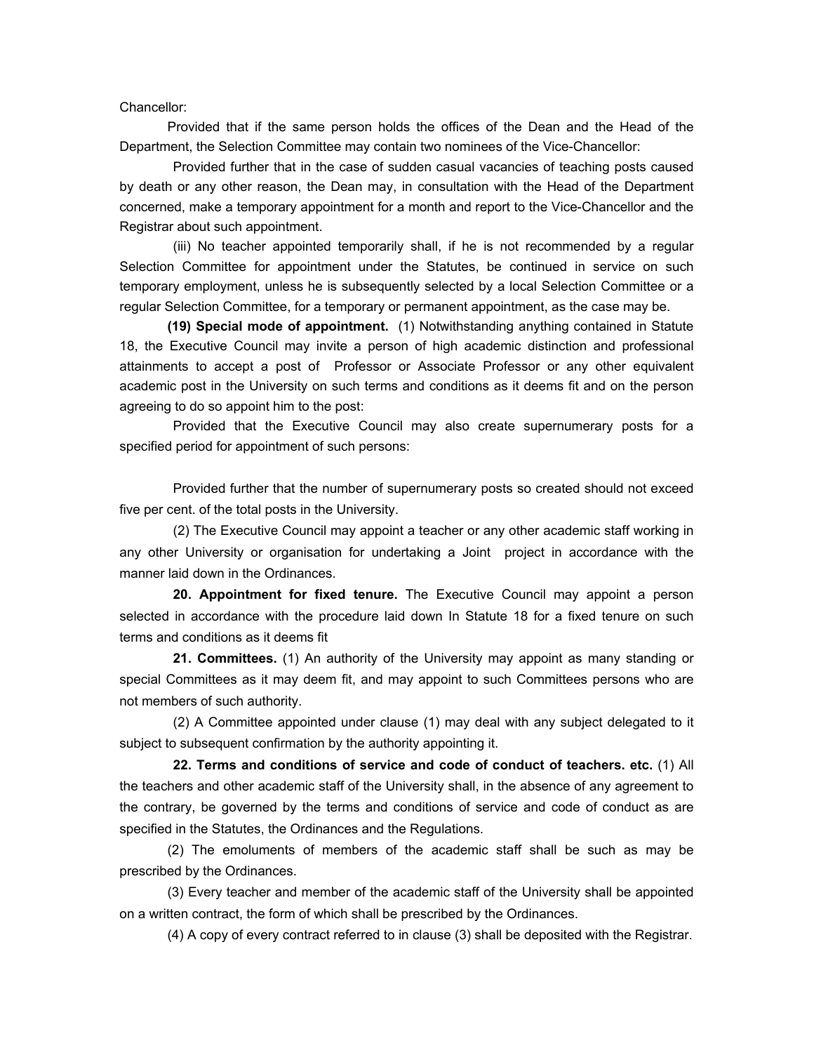Chancellor:

Provided that if the same person holds the offices of the Dean and the Head of the Department, the Selection Committee may contain two nominees of the Vice-Chancellor:

Provided further that in the case of sudden casual vacancies of teaching posts caused by death or any other reason, the Dean may, in consultation with the Head of the Department concerned, make a temporary appointment for a month and report to the Vice-Chancellor and the Registrar about such appointment.

(iii) No teacher appointed temporarily shall, if he is not recommended by a regular Selection Committee for appointment under the Statutes, be continued in service on such temporary employment, unless he is subsequently selected by a local Selection Committee or a regular Selection Committee, for a temporary or permanent appointment, as the case may be.

**(19) Special mode of appointment.** (1) Notwithstanding anything contained in Statute 18, the Executive Council may invite a person of high academic distinction and professional attainments to accept a post of Professor or Associate Professor or any other equivalent academic post in the University on such terms and conditions as it deems fit and on the person agreeing to do so appoint him to the post:

Provided that the Executive Council may also create supernumerary posts for a specified period for appointment of such persons:

Provided further that the number of supernumerary posts so created should not exceed five per cent. of the total posts in the University.

(2) The Executive Council may appoint a teacher or any other academic staff working in any other University or organisation for undertaking a Joint project in accordance with the manner laid down in the Ordinances.

**20. Appointment for fixed tenure.** The Executive Council may appoint a person selected in accordance with the procedure laid down In Statute 18 for a fixed tenure on such terms and conditions as it deems fit

**21. Committees.** (1) An authority of the University may appoint as many standing or special Committees as it may deem fit, and may appoint to such Committees persons who are not members of such authority.

(2) A Committee appointed under clause (1) may deal with any subject delegated to it subject to subsequent confirmation by the authority appointing it.

**22. Terms and conditions of service and code of conduct of teachers. etc.** (1) All the teachers and other academic staff of the University shall, in the absence of any agreement to the contrary, be governed by the terms and conditions of service and code of conduct as are specified in the Statutes, the Ordinances and the Regulations.

(2) The emoluments of members of the academic staff shall be such as may be prescribed by the Ordinances.

(3) Every teacher and member of the academic staff of the University shall be appointed on a written contract, the form of which shall be prescribed by the Ordinances.

(4) A copy of every contract referred to in clause (3) shall be deposited with the Registrar.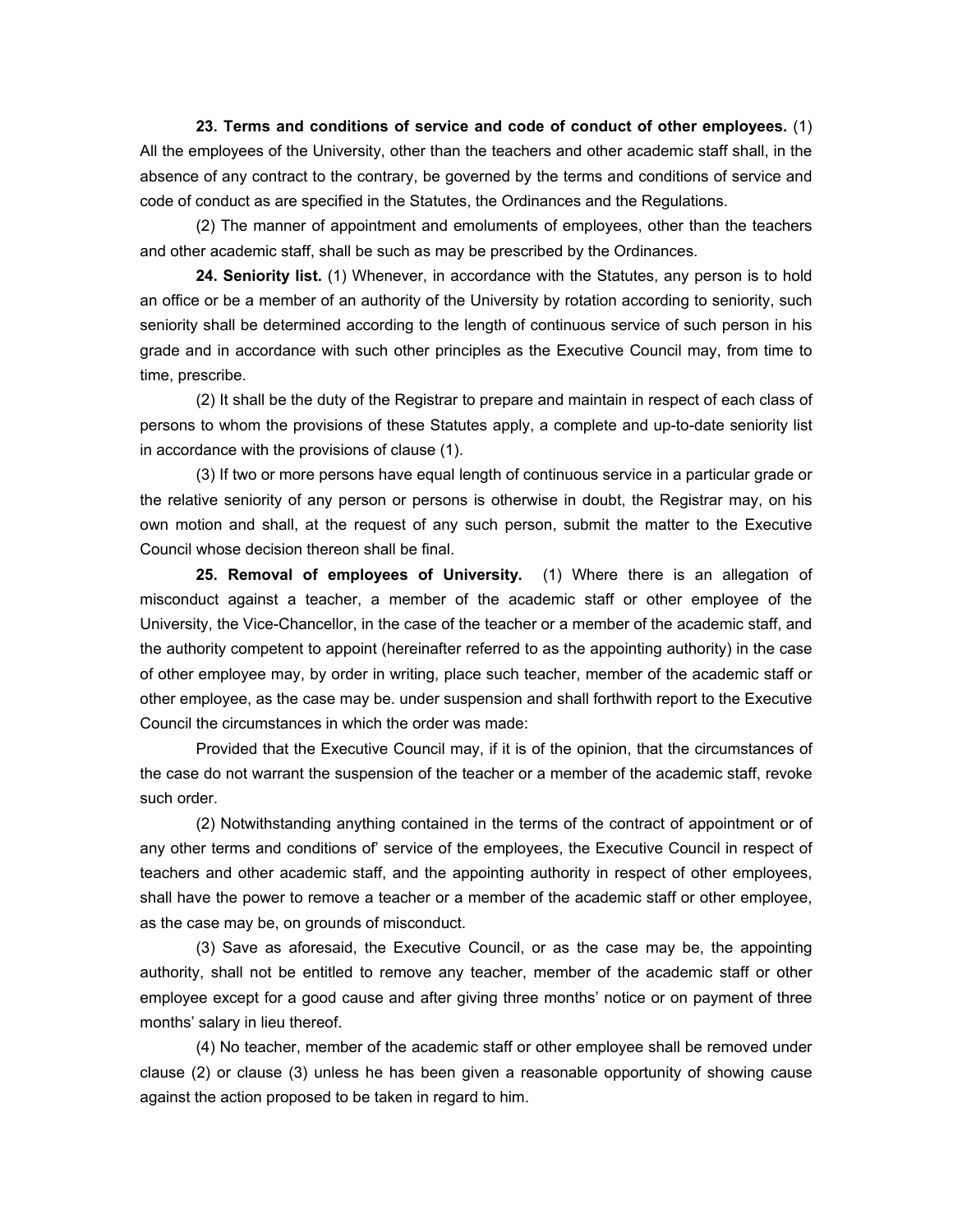**23. Terms and conditions of service and code of conduct of other employees.** (1) All the employees of the University, other than the teachers and other academic staff shall, in the absence of any contract to the contrary, be governed by the terms and conditions of service and code of conduct as are specified in the Statutes, the Ordinances and the Regulations.

(2) The manner of appointment and emoluments of employees, other than the teachers and other academic staff, shall be such as may be prescribed by the Ordinances.

**24. Seniority list.** (1) Whenever, in accordance with the Statutes, any person is to hold an office or be a member of an authority of the University by rotation according to seniority, such seniority shall be determined according to the length of continuous service of such person in his grade and in accordance with such other principles as the Executive Council may, from time to time, prescribe.

(2) It shall be the duty of the Registrar to prepare and maintain in respect of each class of persons to whom the provisions of these Statutes apply, a complete and up-to-date seniority list in accordance with the provisions of clause (1).

(3) If two or more persons have equal length of continuous service in a particular grade or the relative seniority of any person or persons is otherwise in doubt, the Registrar may, on his own motion and shall, at the request of any such person, submit the matter to the Executive Council whose decision thereon shall be final.

**25. Removal of employees of University.** (1) Where there is an allegation of misconduct against a teacher, a member of the academic staff or other employee of the University, the Vice-Chancellor, in the case of the teacher or a member of the academic staff, and the authority competent to appoint (hereinafter referred to as the appointing authority) in the case of other employee may, by order in writing, place such teacher, member of the academic staff or other employee, as the case may be. under suspension and shall forthwith report to the Executive Council the circumstances in which the order was made:

Provided that the Executive Council may, if it is of the opinion, that the circumstances of the case do not warrant the suspension of the teacher or a member of the academic staff, revoke such order.

(2) Notwithstanding anything contained in the terms of the contract of appointment or of any other terms and conditions of' service of the employees, the Executive Council in respect of teachers and other academic staff, and the appointing authority in respect of other employees, shall have the power to remove a teacher or a member of the academic staff or other employee, as the case may be, on grounds of misconduct.

(3) Save as aforesaid, the Executive Council, or as the case may be, the appointing authority, shall not be entitled to remove any teacher, member of the academic staff or other employee except for a good cause and after giving three months' notice or on payment of three months' salary in lieu thereof.

(4) No teacher, member of the academic staff or other employee shall be removed under clause (2) or clause (3) unless he has been given a reasonable opportunity of showing cause against the action proposed to be taken in regard to him.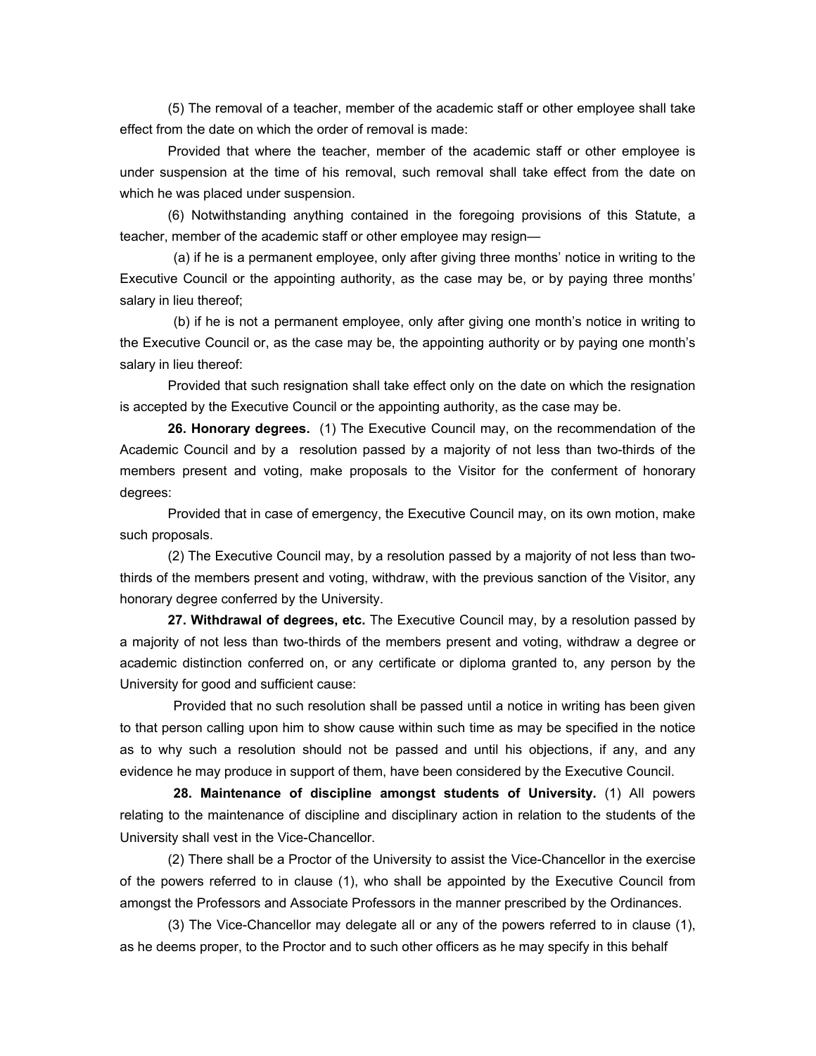(5) The removal of a teacher, member of the academic staff or other employee shall take effect from the date on which the order of removal is made:

Provided that where the teacher, member of the academic staff or other employee is under suspension at the time of his removal, such removal shall take effect from the date on which he was placed under suspension.

(6) Notwithstanding anything contained in the foregoing provisions of this Statute, a teacher, member of the academic staff or other employee may resign—

(a) if he is a permanent employee, only after giving three months' notice in writing to the Executive Council or the appointing authority, as the case may be, or by paying three months' salary in lieu thereof;

(b) if he is not a permanent employee, only after giving one month's notice in writing to the Executive Council or, as the case may be, the appointing authority or by paying one month's salary in lieu thereof:

Provided that such resignation shall take effect only on the date on which the resignation is accepted by the Executive Council or the appointing authority, as the case may be.

**26. Honorary degrees.** (1) The Executive Council may, on the recommendation of the Academic Council and by a resolution passed by a majority of not less than two-thirds of the members present and voting, make proposals to the Visitor for the conferment of honorary degrees:

Provided that in case of emergency, the Executive Council may, on its own motion, make such proposals.

(2) The Executive Council may, by a resolution passed by a majority of not less than two-thirds of the members present and voting, withdraw, with the previous sanction of the Visitor, any honorary degree conferred by the University.

**27. Withdrawal of degrees, etc.** The Executive Council may, by a resolution passed by a majority of not less than two-thirds of the members present and voting, withdraw a degree or academic distinction conferred on, or any certificate or diploma granted to, any person by the University for good and sufficient cause:

Provided that no such resolution shall be passed until a notice in writing has been given to that person calling upon him to show cause within such time as may be specified in the notice as to why such a resolution should not be passed and until his objections, if any, and any evidence he may produce in support of them, have been considered by the Executive Council.

**28. Maintenance of discipline amongst students of University.** (1) All powers relating to the maintenance of discipline and disciplinary action in relation to the students of the University shall vest in the Vice-Chancellor.

(2) There shall be a Proctor of the University to assist the Vice-Chancellor in the exercise of the powers referred to in clause (1), who shall be appointed by the Executive Council from amongst the Professors and Associate Professors in the manner prescribed by the Ordinances.

(3) The Vice-Chancellor may delegate all or any of the powers referred to in clause (1), as he deems proper, to the Proctor and to such other officers as he may specify in this behalf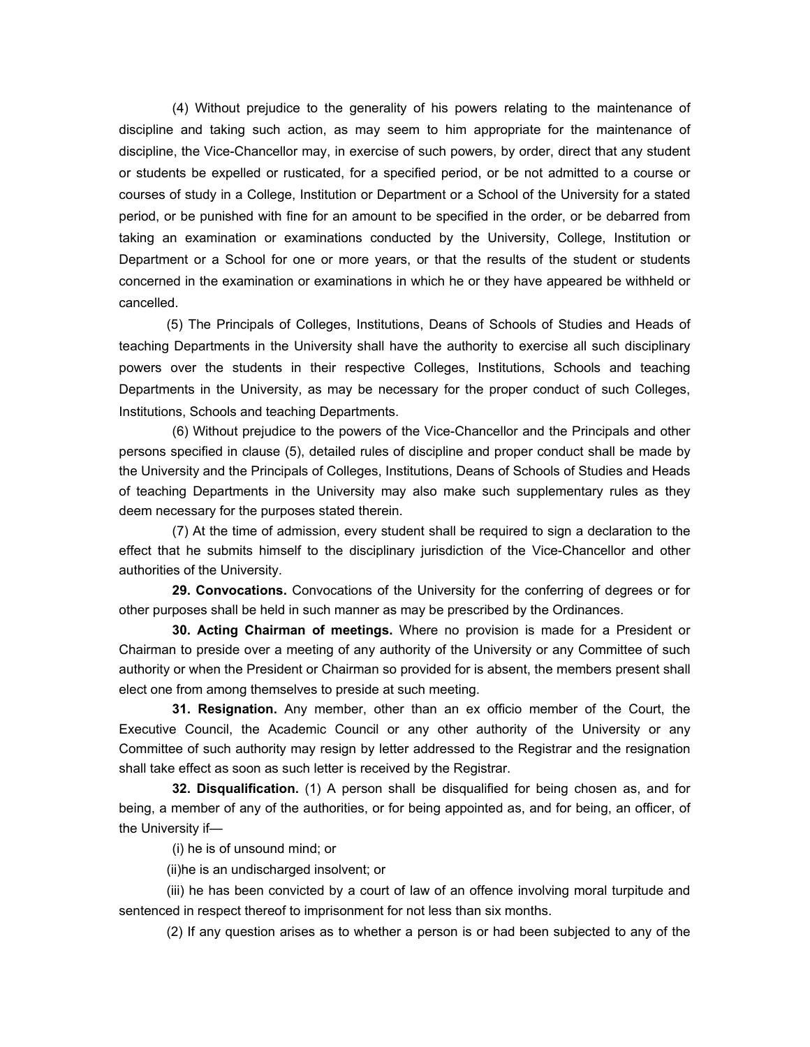(4) Without prejudice to the generality of his powers relating to the maintenance of discipline and taking such action, as may seem to him appropriate for the maintenance of discipline, the Vice-Chancellor may, in exercise of such powers, by order, direct that any student or students be expelled or rusticated, for a specified period, or be not admitted to a course or courses of study in a College, Institution or Department or a School of the University for a stated period, or be punished with fine for an amount to be specified in the order, or be debarred from taking an examination or examinations conducted by the University, College, Institution or Department or a School for one or more years, or that the results of the student or students concerned in the examination or examinations in which he or they have appeared be withheld or cancelled.

(5) The Principals of Colleges, Institutions, Deans of Schools of Studies and Heads of teaching Departments in the University shall have the authority to exercise all such disciplinary powers over the students in their respective Colleges, Institutions, Schools and teaching Departments in the University, as may be necessary for the proper conduct of such Colleges, Institutions, Schools and teaching Departments.

(6) Without prejudice to the powers of the Vice-Chancellor and the Principals and other persons specified in clause (5), detailed rules of discipline and proper conduct shall be made by the University and the Principals of Colleges, Institutions, Deans of Schools of Studies and Heads of teaching Departments in the University may also make such supplementary rules as they deem necessary for the purposes stated therein.

(7) At the time of admission, every student shall be required to sign a declaration to the effect that he submits himself to the disciplinary jurisdiction of the Vice-Chancellor and other authorities of the University.

**29. Convocations.** Convocations of the University for the conferring of degrees or for other purposes shall be held in such manner as may be prescribed by the Ordinances.

**30. Acting Chairman of meetings.** Where no provision is made for a President or Chairman to preside over a meeting of any authority of the University or any Committee of such authority or when the President or Chairman so provided for is absent, the members present shall elect one from among themselves to preside at such meeting.

**31. Resignation.** Any member, other than an ex officio member of the Court, the Executive Council, the Academic Council or any other authority of the University or any Committee of such authority may resign by letter addressed to the Registrar and the resignation shall take effect as soon as such letter is received by the Registrar.

**32. Disqualification.** (1) A person shall be disqualified for being chosen as, and for being, a member of any of the authorities, or for being appointed as, and for being, an officer, of the University if—

(i) he is of unsound mind; or

(ii)he is an undischarged insolvent; or

(iii) he has been convicted by a court of law of an offence involving moral turpitude and sentenced in respect thereof to imprisonment for not less than six months.

(2) If any question arises as to whether a person is or had been subjected to any of the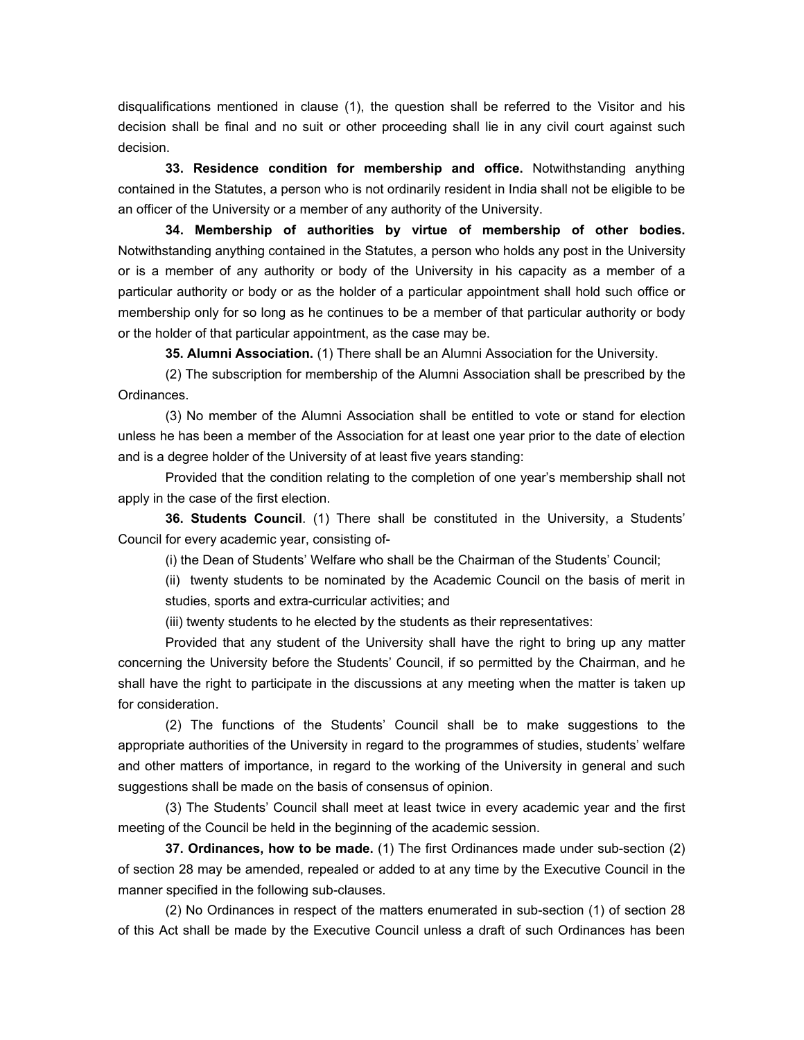disqualifications mentioned in clause (1), the question shall be referred to the Visitor and his decision shall be final and no suit or other proceeding shall lie in any civil court against such decision.

**33. Residence condition for membership and office.** Notwithstanding anything contained in the Statutes, a person who is not ordinarily resident in India shall not be eligible to be an officer of the University or a member of any authority of the University.

**34. Membership of authorities by virtue of membership of other bodies.** Notwithstanding anything contained in the Statutes, a person who holds any post in the University or is a member of any authority or body of the University in his capacity as a member of a particular authority or body or as the holder of a particular appointment shall hold such office or membership only for so long as he continues to be a member of that particular authority or body or the holder of that particular appointment, as the case may be.

**35. Alumni Association.** (1) There shall be an Alumni Association for the University.

(2) The subscription for membership of the Alumni Association shall be prescribed by the Ordinances.

(3) No member of the Alumni Association shall be entitled to vote or stand for election unless he has been a member of the Association for at least one year prior to the date of election and is a degree holder of the University of at least five years standing:

Provided that the condition relating to the completion of one year's membership shall not apply in the case of the first election.

**36. Students Council**. (1) There shall be constituted in the University, a Students' Council for every academic year, consisting of-

(i) the Dean of Students' Welfare who shall be the Chairman of the Students' Council;

(ii) twenty students to be nominated by the Academic Council on the basis of merit in studies, sports and extra-curricular activities; and

(iii) twenty students to he elected by the students as their representatives:

Provided that any student of the University shall have the right to bring up any matter concerning the University before the Students' Council, if so permitted by the Chairman, and he shall have the right to participate in the discussions at any meeting when the matter is taken up for consideration.

(2) The functions of the Students' Council shall be to make suggestions to the appropriate authorities of the University in regard to the programmes of studies, students' welfare and other matters of importance, in regard to the working of the University in general and such suggestions shall be made on the basis of consensus of opinion.

(3) The Students' Council shall meet at least twice in every academic year and the first meeting of the Council be held in the beginning of the academic session.

**37. Ordinances, how to be made.** (1) The first Ordinances made under sub-section (2) of section 28 may be amended, repealed or added to at any time by the Executive Council in the manner specified in the following sub-clauses.

(2) No Ordinances in respect of the matters enumerated in sub-section (1) of section 28 of this Act shall be made by the Executive Council unless a draft of such Ordinances has been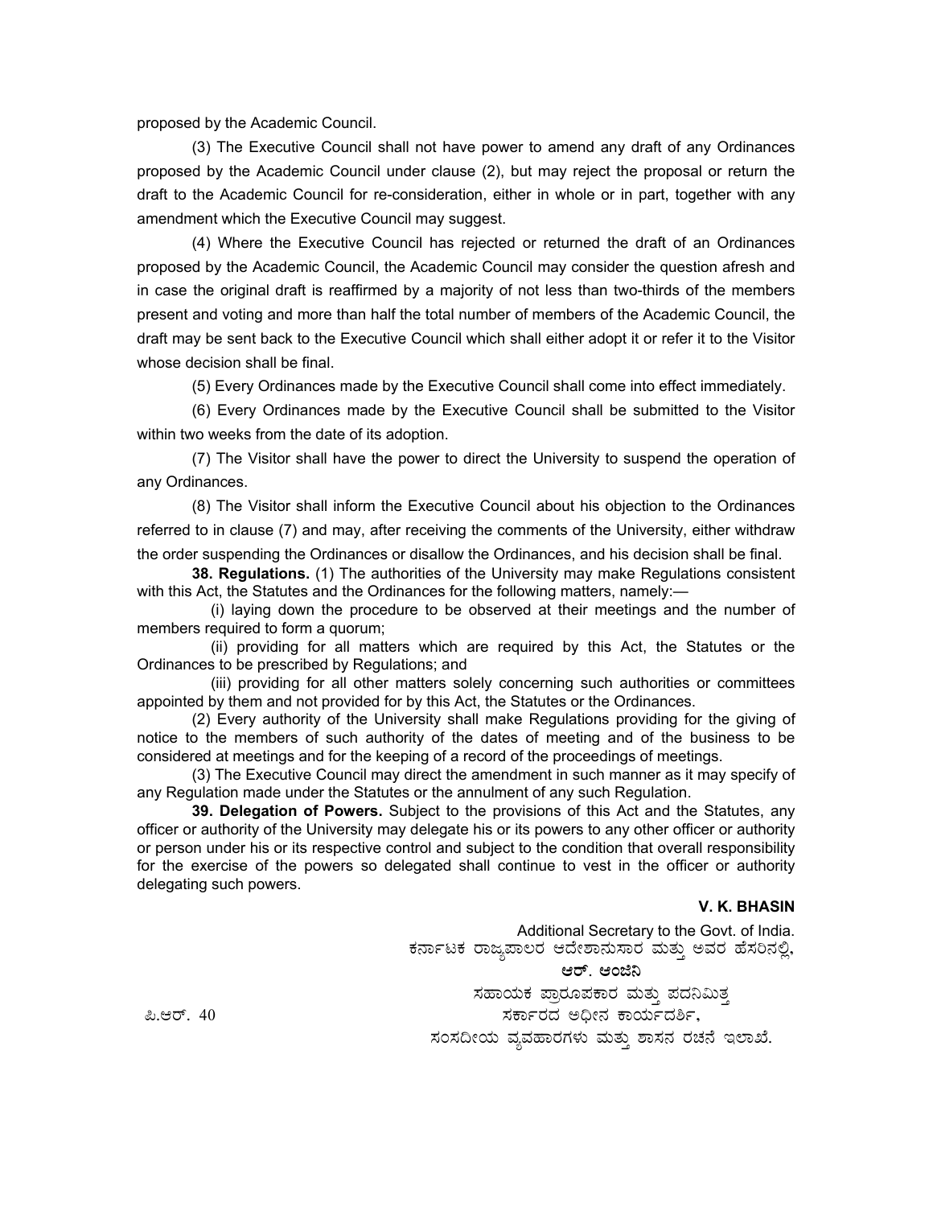proposed by the Academic Council.

(3) The Executive Council shall not have power to amend any draft of any Ordinances proposed by the Academic Council under clause (2), but may reject the proposal or return the draft to the Academic Council for re-consideration, either in whole or in part, together with any amendment which the Executive Council may suggest.

(4) Where the Executive Council has rejected or returned the draft of an Ordinances proposed by the Academic Council, the Academic Council may consider the question afresh and in case the original draft is reaffirmed by a majority of not less than two-thirds of the members present and voting and more than half the total number of members of the Academic Council, the draft may be sent back to the Executive Council which shall either adopt it or refer it to the Visitor whose decision shall be final.

(5) Every Ordinances made by the Executive Council shall come into effect immediately.

(6) Every Ordinances made by the Executive Council shall be submitted to the Visitor within two weeks from the date of its adoption.

(7) The Visitor shall have the power to direct the University to suspend the operation of any Ordinances.

(8) The Visitor shall inform the Executive Council about his objection to the Ordinances referred to in clause (7) and may, after receiving the comments of the University, either withdraw the order suspending the Ordinances or disallow the Ordinances, and his decision shall be final.

**38. Regulations.** (1) The authorities of the University may make Regulations consistent with this Act, the Statutes and the Ordinances for the following matters, namely:—

(i) laying down the procedure to be observed at their meetings and the number of members required to form a quorum;

(ii) providing for all matters which are required by this Act, the Statutes or the Ordinances to be prescribed by Regulations; and

(iii) providing for all other matters solely concerning such authorities or committees appointed by them and not provided for by this Act, the Statutes or the Ordinances.

(2) Every authority of the University shall make Regulations providing for the giving of notice to the members of such authority of the dates of meeting and of the business to be considered at meetings and for the keeping of a record of the proceedings of meetings.

(3) The Executive Council may direct the amendment in such manner as it may specify of any Regulation made under the Statutes or the annulment of any such Regulation.

**39. Delegation of Powers.** Subject to the provisions of this Act and the Statutes, any officer or authority of the University may delegate his or its powers to any other officer or authority or person under his or its respective control and subject to the condition that overall responsibility for the exercise of the powers so delegated shall continue to vest in the officer or authority delegating such powers.

**V. K. BHASIN**

Additional Secretary to the Govt. of India.

ಕರ್ನಾಟಕ ರಾಜ್ಯಪಾಲರ ಆದೇಶಾನುಸಾರ ಮತ್ತು ಅವರ ಹೆಸರಿನಲ್ಲಿ,

**ಆರ್. ಆಂಜಿನಿ**

ಸಹಾಯಕ ಪ್ರಾರೂಪಕಾರ ಮತ್ತು ಪದನಿಮಿತ್ತ

ಸರ್ಕಾರದ ಅಧೀನ ಕಾರ್ಯದರ್ಶಿ,

ಸಂಸದೀಯ ವ್ಯವಹಾರಗಳು ಮತ್ತು ಶಾಸನ ರಚನೆ ಇಲಾಖೆ.

ಪಿ.ಆರ್. 40